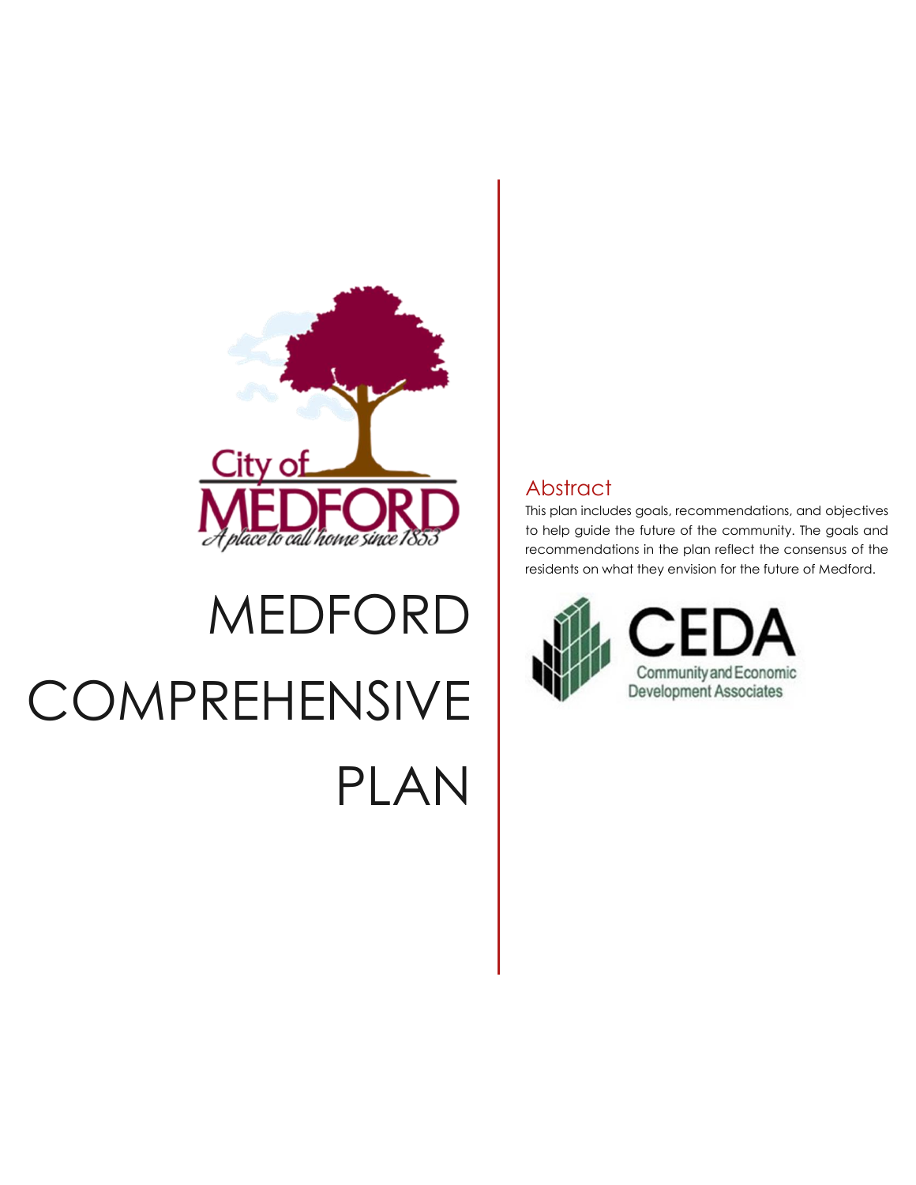City of MEDFORD

*A place to call home since 1853*

# MEDFORD COMPREHENSIVE PLAN

## Abstract

This plan includes goals, recommendations, and objectives to help guide the future of the community. The goals and recommendations in the plan reflect the consensus of the residents on what they envision for the future of Medford.

CEDA

Community and Economic Development Associates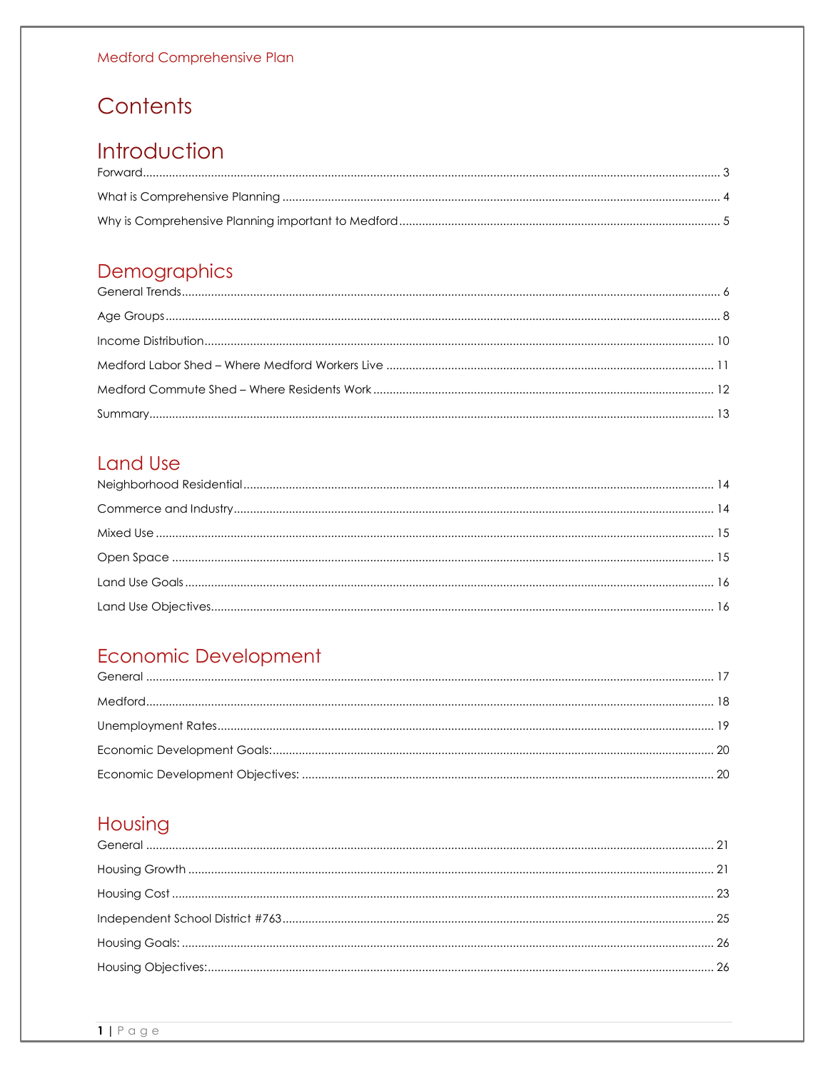# Contents

## Introduction

Forward ..... 3

What is Comprehensive Planning ..... 4

Why is Comprehensive Planning important to Medford ..... 5

## Demographics

General Trends ..... 6

Age Groups ..... 8

Income Distribution ..... 10

Medford Labor Shed – Where Medford Workers Live ..... 11

Medford Commute Shed – Where Residents Work ..... 12

Summary ..... 13

## Land Use

Neighborhood Residential ..... 14

Commerce and Industry ..... 14

Mixed Use ..... 15

Open Space ..... 15

Land Use Goals ..... 16

Land Use Objectives ..... 16

## Economic Development

General ..... 17

Medford ..... 18

Unemployment Rates ..... 19

Economic Development Goals: ..... 20

Economic Development Objectives: ..... 20

## Housing

General ..... 21

Housing Growth ..... 21

Housing Cost ..... 23

Independent School District #763 ..... 25

Housing Goals: ..... 26

Housing Objectives: ..... 26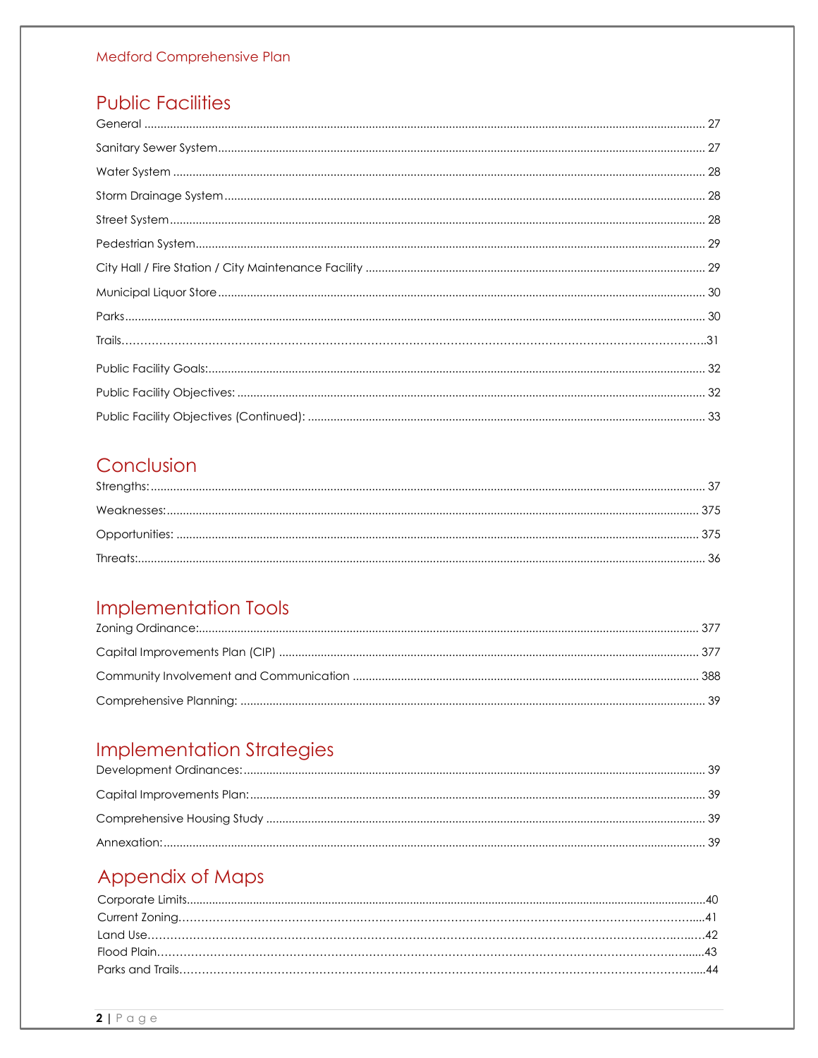## Public Facilities

General ........ 27

Sanitary Sewer System ........ 27

Water System ........ 28

Storm Drainage System ........ 28

Street System ........ 28

Pedestrian System ........ 29

City Hall / Fire Station / City Maintenance Facility ........ 29

Municipal Liquor Store ........ 30

Parks ........ 30

Trails........ 31

Public Facility Goals: ........ 32

Public Facility Objectives: ........ 32

Public Facility Objectives (Continued): ........ 33

## Conclusion

Strengths: ........ 37

Weaknesses: ........ 375

Opportunities: ........ 375

Threats: ........ 36

## Implementation Tools

Zoning Ordinance: ........ 377

Capital Improvements Plan (CIP) ........ 377

Community Involvement and Communication ........ 388

Comprehensive Planning: ........ 39

## Implementation Strategies

Development Ordinances: ........ 39

Capital Improvements Plan: ........ 39

Comprehensive Housing Study ........ 39

Annexation: ........ 39

## Appendix of Maps

Corporate Limits........ 40

Current Zoning........ 41

Land Use........ 42

Flood Plain........ 43

Parks and Trails........ 44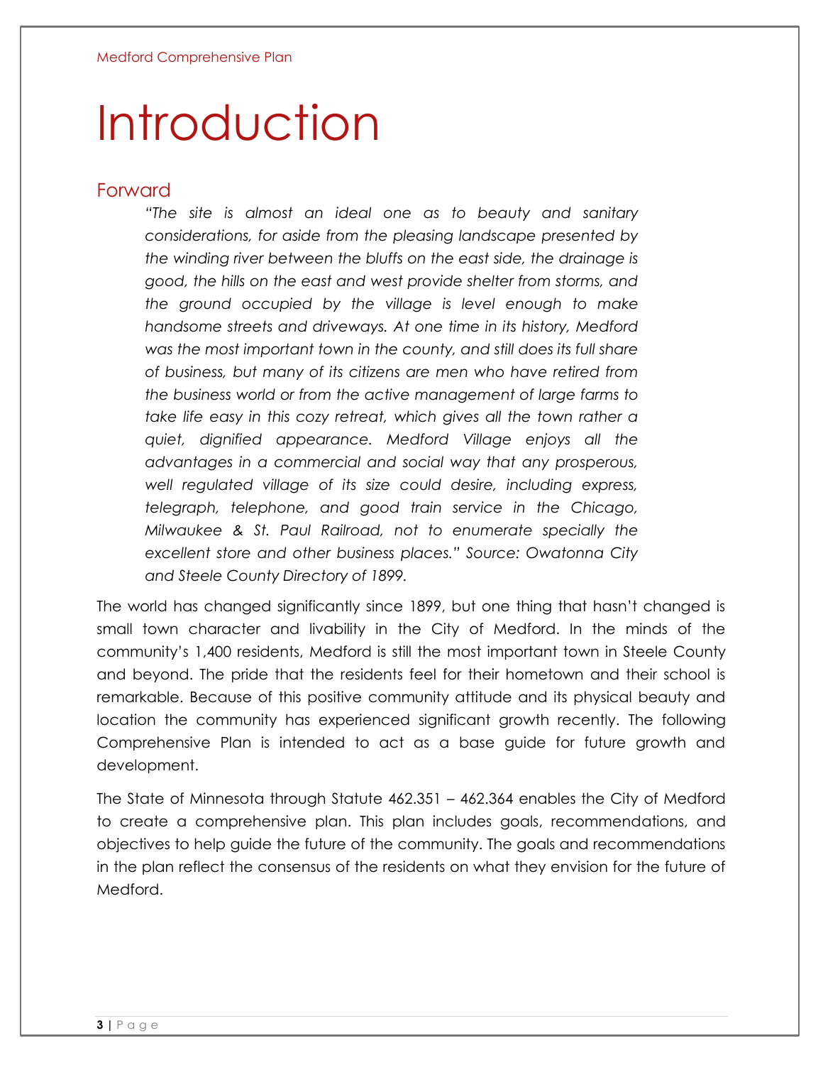# Introduction

## Forward

> *"The site is almost an ideal one as to beauty and sanitary considerations, for aside from the pleasing landscape presented by the winding river between the bluffs on the east side, the drainage is good, the hills on the east and west provide shelter from storms, and the ground occupied by the village is level enough to make handsome streets and driveways. At one time in its history, Medford was the most important town in the county, and still does its full share of business, but many of its citizens are men who have retired from the business world or from the active management of large farms to take life easy in this cozy retreat, which gives all the town rather a quiet, dignified appearance. Medford Village enjoys all the advantages in a commercial and social way that any prosperous, well regulated village of its size could desire, including express, telegraph, telephone, and good train service in the Chicago, Milwaukee & St. Paul Railroad, not to enumerate specially the excellent store and other business places." Source: Owatonna City and Steele County Directory of 1899.*

The world has changed significantly since 1899, but one thing that hasn't changed is small town character and livability in the City of Medford. In the minds of the community's 1,400 residents, Medford is still the most important town in Steele County and beyond. The pride that the residents feel for their hometown and their school is remarkable. Because of this positive community attitude and its physical beauty and location the community has experienced significant growth recently. The following Comprehensive Plan is intended to act as a base guide for future growth and development.

The State of Minnesota through Statute 462.351 – 462.364 enables the City of Medford to create a comprehensive plan. This plan includes goals, recommendations, and objectives to help guide the future of the community. The goals and recommendations in the plan reflect the consensus of the residents on what they envision for the future of Medford.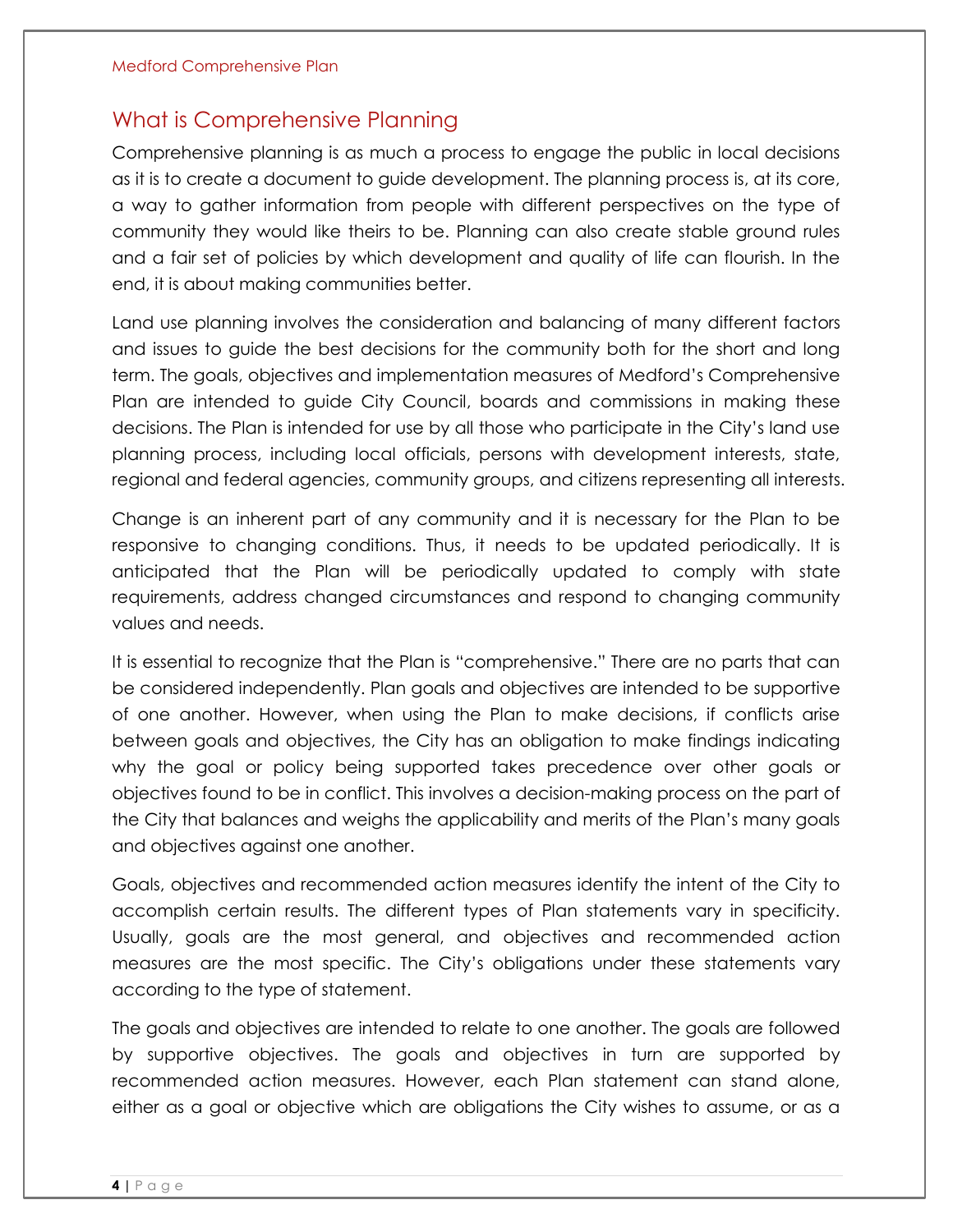## What is Comprehensive Planning

Comprehensive planning is as much a process to engage the public in local decisions as it is to create a document to guide development. The planning process is, at its core, a way to gather information from people with different perspectives on the type of community they would like theirs to be. Planning can also create stable ground rules and a fair set of policies by which development and quality of life can flourish. In the end, it is about making communities better.

Land use planning involves the consideration and balancing of many different factors and issues to guide the best decisions for the community both for the short and long term. The goals, objectives and implementation measures of Medford's Comprehensive Plan are intended to guide City Council, boards and commissions in making these decisions. The Plan is intended for use by all those who participate in the City's land use planning process, including local officials, persons with development interests, state, regional and federal agencies, community groups, and citizens representing all interests.

Change is an inherent part of any community and it is necessary for the Plan to be responsive to changing conditions. Thus, it needs to be updated periodically. It is anticipated that the Plan will be periodically updated to comply with state requirements, address changed circumstances and respond to changing community values and needs.

It is essential to recognize that the Plan is "comprehensive." There are no parts that can be considered independently. Plan goals and objectives are intended to be supportive of one another. However, when using the Plan to make decisions, if conflicts arise between goals and objectives, the City has an obligation to make findings indicating why the goal or policy being supported takes precedence over other goals or objectives found to be in conflict. This involves a decision-making process on the part of the City that balances and weighs the applicability and merits of the Plan's many goals and objectives against one another.

Goals, objectives and recommended action measures identify the intent of the City to accomplish certain results. The different types of Plan statements vary in specificity. Usually, goals are the most general, and objectives and recommended action measures are the most specific. The City's obligations under these statements vary according to the type of statement.

The goals and objectives are intended to relate to one another. The goals are followed by supportive objectives. The goals and objectives in turn are supported by recommended action measures. However, each Plan statement can stand alone, either as a goal or objective which are obligations the City wishes to assume, or as a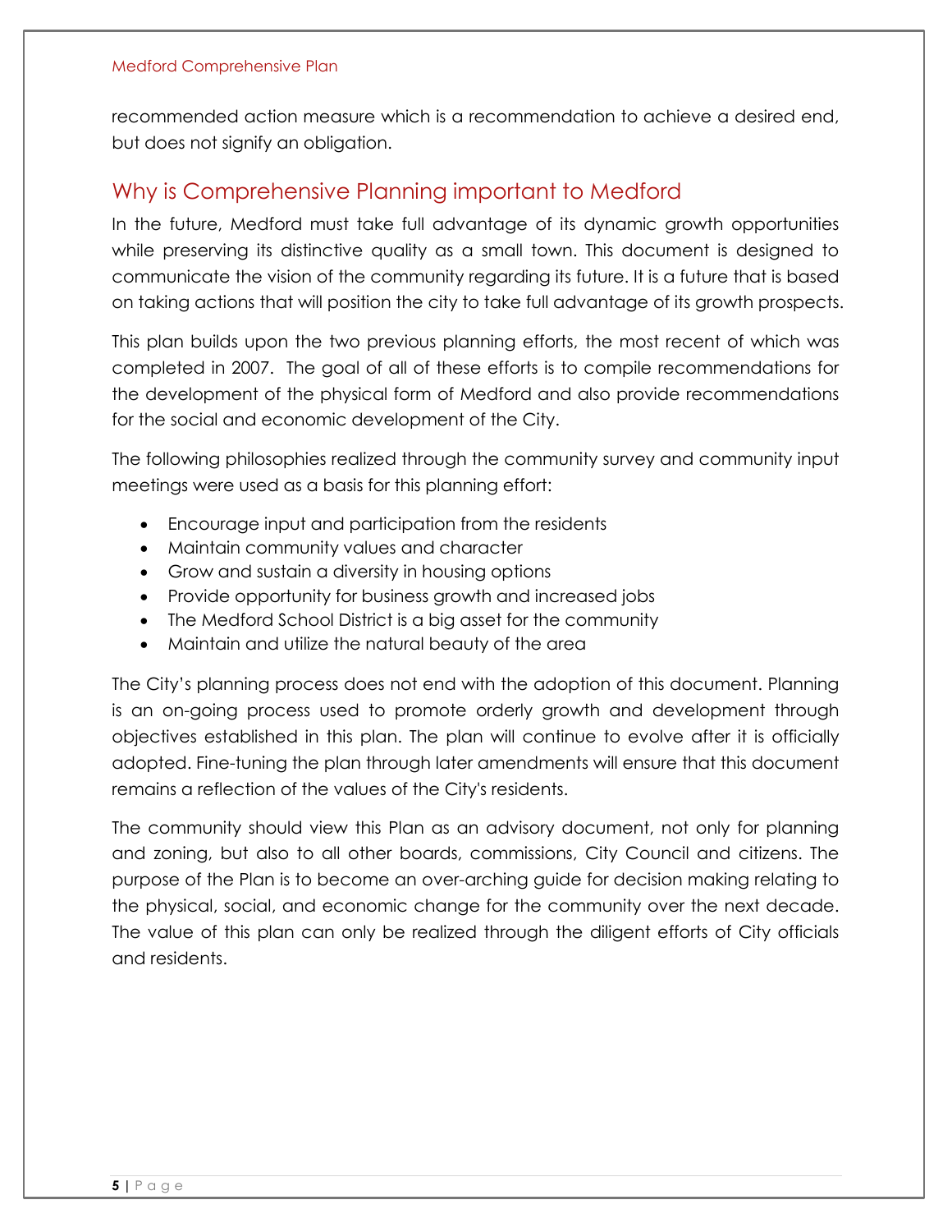recommended action measure which is a recommendation to achieve a desired end, but does not signify an obligation.

## Why is Comprehensive Planning important to Medford

In the future, Medford must take full advantage of its dynamic growth opportunities while preserving its distinctive quality as a small town. This document is designed to communicate the vision of the community regarding its future. It is a future that is based on taking actions that will position the city to take full advantage of its growth prospects.

This plan builds upon the two previous planning efforts, the most recent of which was completed in 2007. The goal of all of these efforts is to compile recommendations for the development of the physical form of Medford and also provide recommendations for the social and economic development of the City.

The following philosophies realized through the community survey and community input meetings were used as a basis for this planning effort:

- Encourage input and participation from the residents
- Maintain community values and character
- Grow and sustain a diversity in housing options
- Provide opportunity for business growth and increased jobs
- The Medford School District is a big asset for the community
- Maintain and utilize the natural beauty of the area

The City's planning process does not end with the adoption of this document. Planning is an on-going process used to promote orderly growth and development through objectives established in this plan. The plan will continue to evolve after it is officially adopted. Fine-tuning the plan through later amendments will ensure that this document remains a reflection of the values of the City's residents.

The community should view this Plan as an advisory document, not only for planning and zoning, but also to all other boards, commissions, City Council and citizens. The purpose of the Plan is to become an over-arching guide for decision making relating to the physical, social, and economic change for the community over the next decade. The value of this plan can only be realized through the diligent efforts of City officials and residents.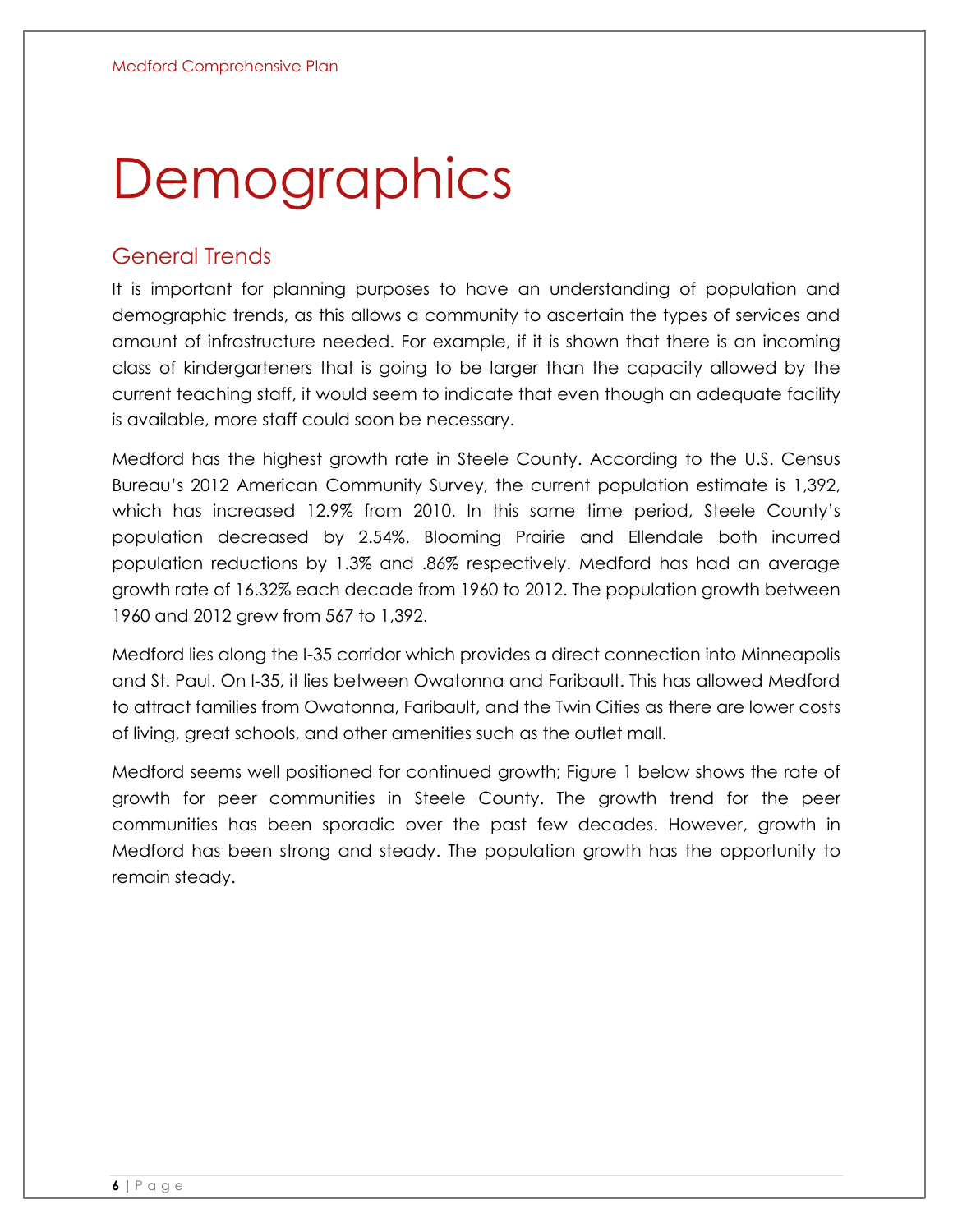# Demographics

## General Trends

It is important for planning purposes to have an understanding of population and demographic trends, as this allows a community to ascertain the types of services and amount of infrastructure needed. For example, if it is shown that there is an incoming class of kindergarteners that is going to be larger than the capacity allowed by the current teaching staff, it would seem to indicate that even though an adequate facility is available, more staff could soon be necessary.

Medford has the highest growth rate in Steele County. According to the U.S. Census Bureau's 2012 American Community Survey, the current population estimate is 1,392, which has increased 12.9% from 2010. In this same time period, Steele County's population decreased by 2.54%. Blooming Prairie and Ellendale both incurred population reductions by 1.3% and .86% respectively. Medford has had an average growth rate of 16.32% each decade from 1960 to 2012. The population growth between 1960 and 2012 grew from 567 to 1,392.

Medford lies along the I-35 corridor which provides a direct connection into Minneapolis and St. Paul. On I-35, it lies between Owatonna and Faribault. This has allowed Medford to attract families from Owatonna, Faribault, and the Twin Cities as there are lower costs of living, great schools, and other amenities such as the outlet mall.

Medford seems well positioned for continued growth; Figure 1 below shows the rate of growth for peer communities in Steele County. The growth trend for the peer communities has been sporadic over the past few decades. However, growth in Medford has been strong and steady. The population growth has the opportunity to remain steady.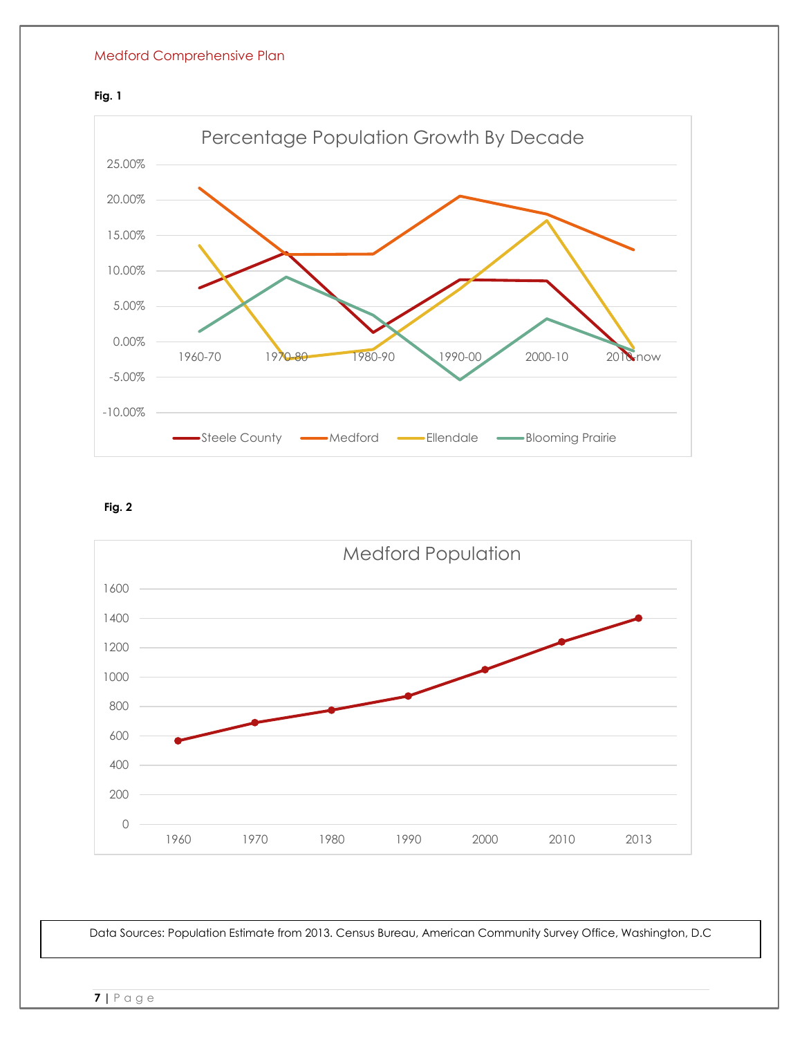**Fig. 1**

**Fig. 2**

Data Sources: Population Estimate from 2013. Census Bureau, American Community Survey Office, Washington, D.C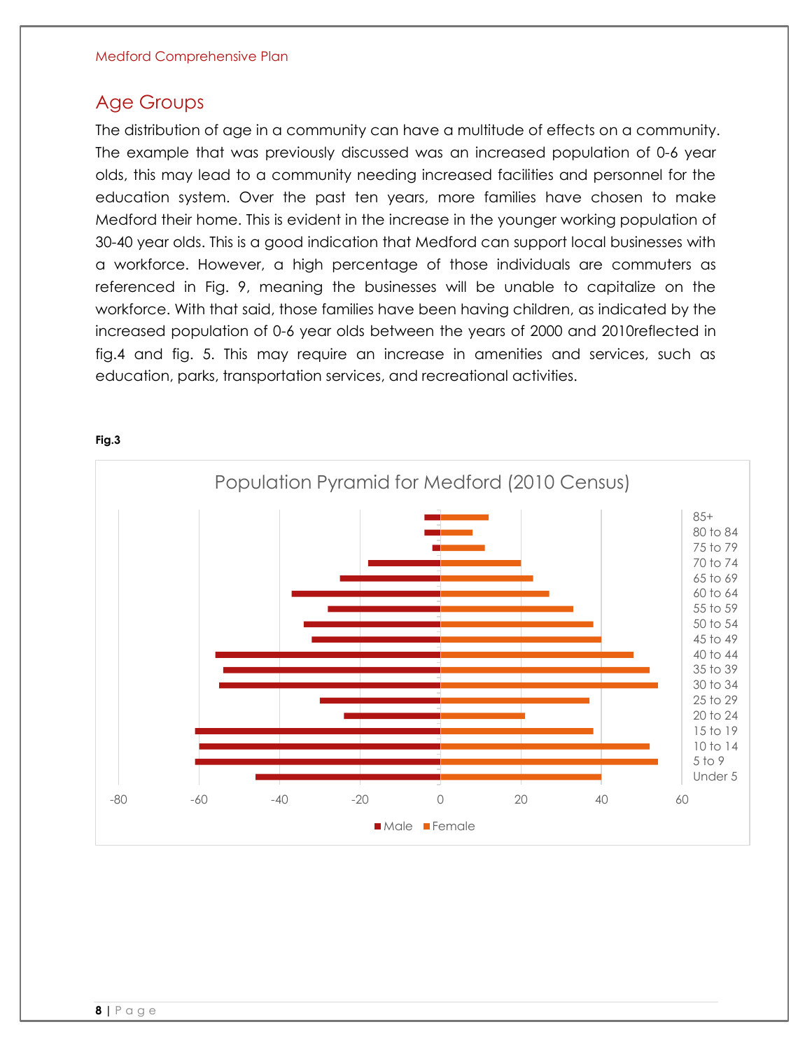## Age Groups

The distribution of age in a community can have a multitude of effects on a community. The example that was previously discussed was an increased population of 0-6 year olds, this may lead to a community needing increased facilities and personnel for the education system. Over the past ten years, more families have chosen to make Medford their home. This is evident in the increase in the younger working population of 30-40 year olds. This is a good indication that Medford can support local businesses with a workforce. However, a high percentage of those individuals are commuters as referenced in Fig. 9, meaning the businesses will be unable to capitalize on the workforce. With that said, those families have been having children, as indicated by the increased population of 0-6 year olds between the years of 2000 and 2010reflected in fig.4 and fig. 5. This may require an increase in amenities and services, such as education, parks, transportation services, and recreational activities.

**Fig.3**

Population Pyramid for Medford (2010 Census)

| Age Group | Male | Female |
|---|---|---|
| 85+ | -4 | 12 |
| 80 to 84 | -4 | 8 |
| 75 to 79 | -2 | 11 |
| 70 to 74 | -18 | 20 |
| 65 to 69 | -25 | 23 |
| 60 to 64 | -37 | 27 |
| 55 to 59 | -28 | 33 |
| 50 to 54 | -34 | 38 |
| 45 to 49 | -32 | 40 |
| 40 to 44 | -56 | 48 |
| 35 to 39 | -54 | 52 |
| 30 to 34 | -55 | 54 |
| 25 to 29 | -30 | 37 |
| 20 to 24 | -24 | 21 |
| 15 to 19 | -61 | 38 |
| 10 to 14 | -60 | 52 |
| 5 to 9 | -61 | 54 |
| Under 5 | -46 | 40 |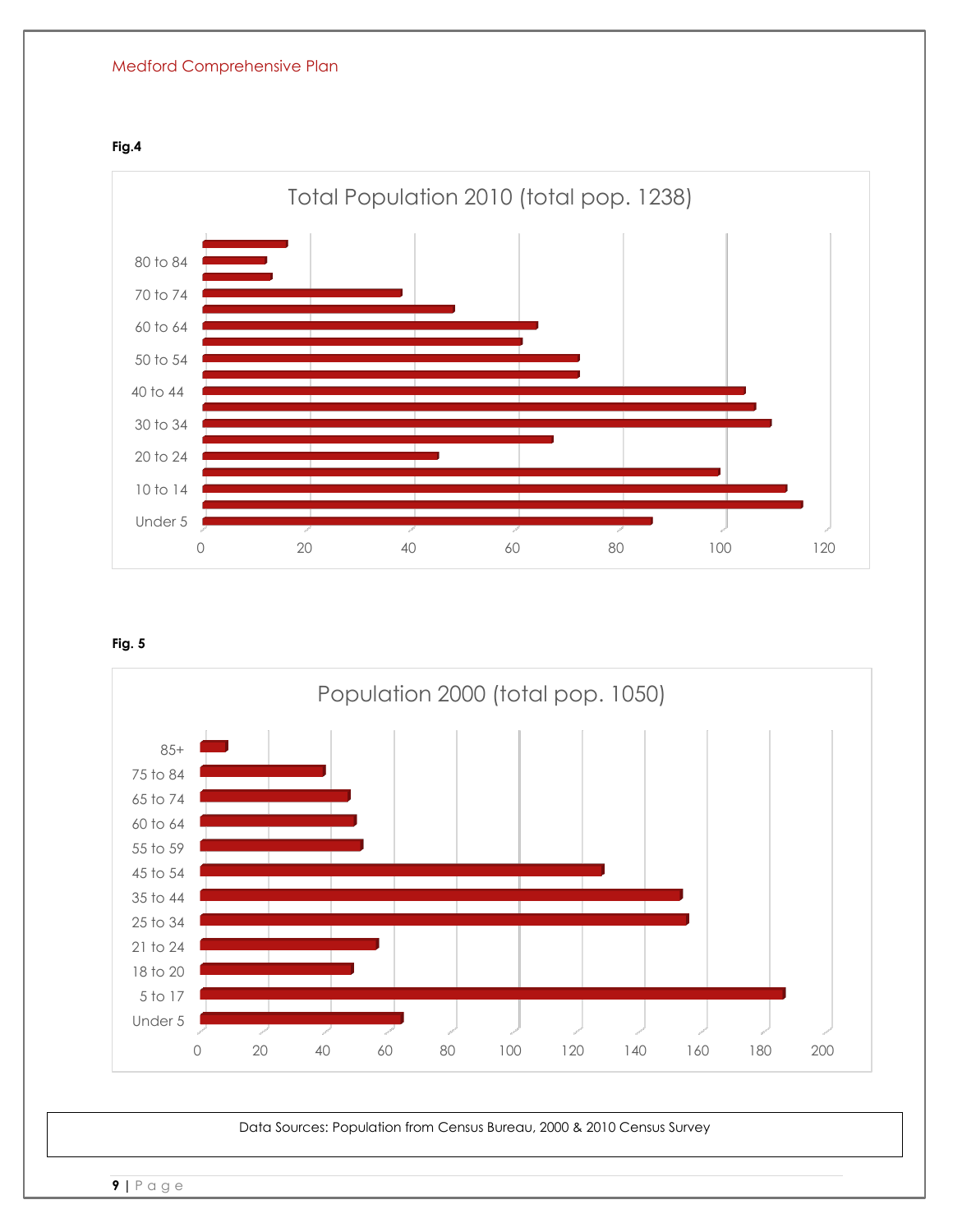**Fig.4**

Total Population 2010 (total pop. 1238)

**Fig. 5**

Population 2000 (total pop. 1050)

Data Sources: Population from Census Bureau, 2000 & 2010 Census Survey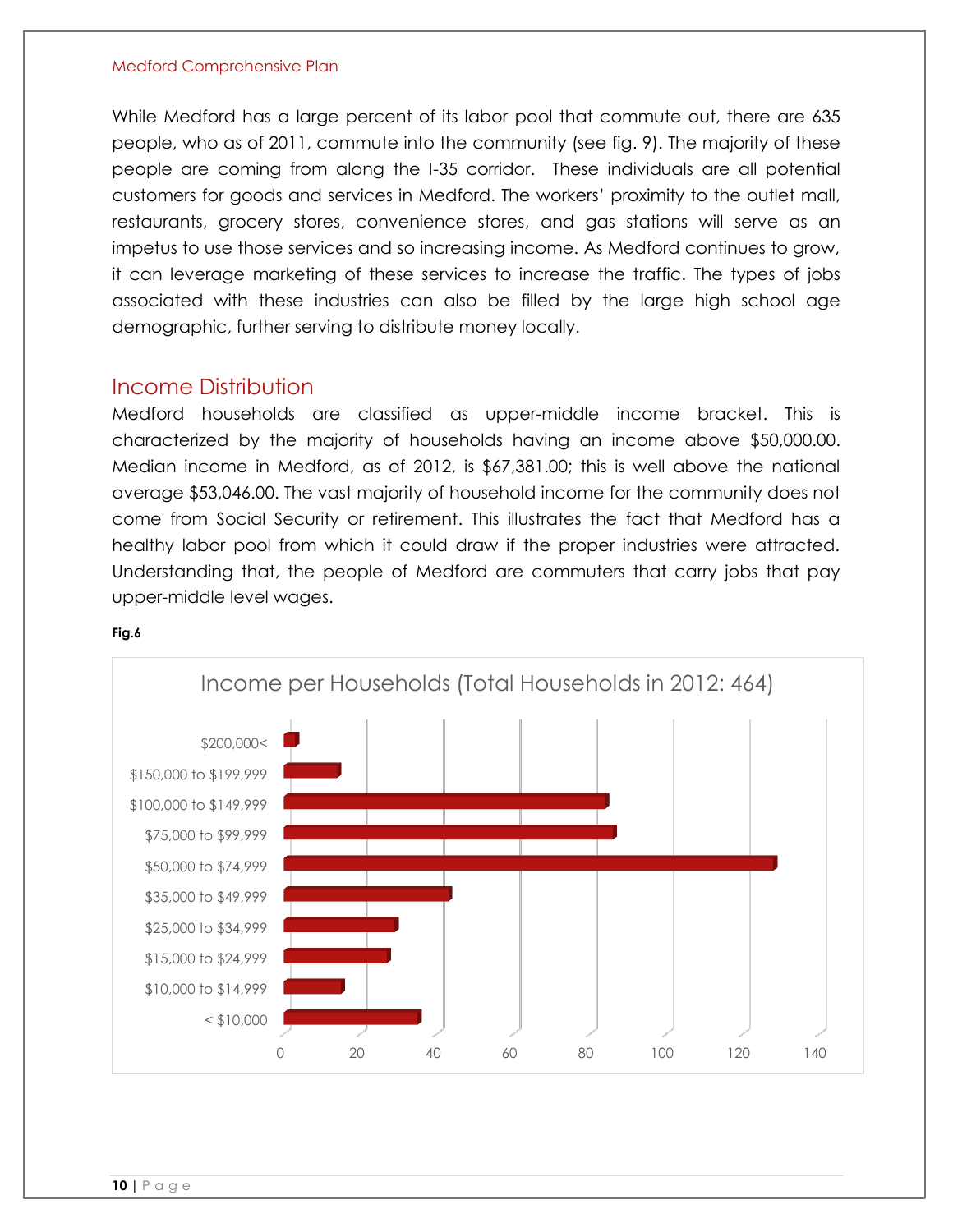While Medford has a large percent of its labor pool that commute out, there are 635 people, who as of 2011, commute into the community (see fig. 9). The majority of these people are coming from along the I-35 corridor. These individuals are all potential customers for goods and services in Medford. The workers' proximity to the outlet mall, restaurants, grocery stores, convenience stores, and gas stations will serve as an impetus to use those services and so increasing income. As Medford continues to grow, it can leverage marketing of these services to increase the traffic. The types of jobs associated with these industries can also be filled by the large high school age demographic, further serving to distribute money locally.

## Income Distribution

Medford households are classified as upper-middle income bracket. This is characterized by the majority of households having an income above $50,000.00. Median income in Medford, as of 2012, is $67,381.00; this is well above the national average $53,046.00. The vast majority of household income for the community does not come from Social Security or retirement. This illustrates the fact that Medford has a healthy labor pool from which it could draw if the proper industries were attracted. Understanding that, the people of Medford are commuters that carry jobs that pay upper-middle level wages.

**Fig.6**

Income per Households (Total Households in 2012: 464)

| Income bracket | Households (approx.) |
|---|---|
| $200,000< | 3 |
| $150,000 to $199,999 | 14 |
| $100,000 to $149,999 | 85 |
| $75,000 to $99,999 | 87 |
| $50,000 to $74,999 | 129 |
| $35,000 to $49,999 | 43 |
| $25,000 to $34,999 | 29 |
| $15,000 to $24,999 | 27 |
| $10,000 to $14,999 | 15 |
| < $10,000 | 35 |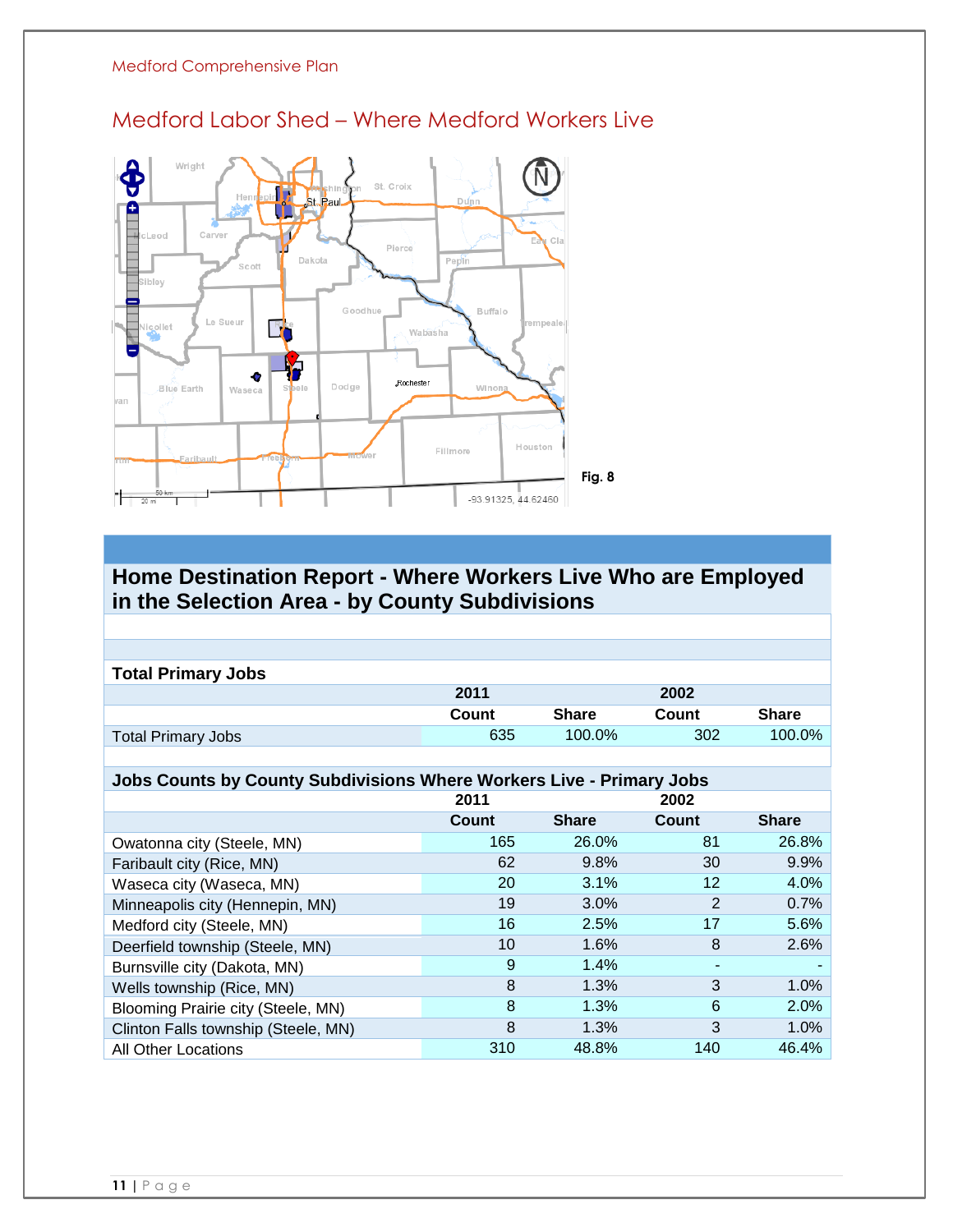## Medford Labor Shed – Where Medford Workers Live

Fig. 8

### Home Destination Report - Where Workers Live Who are Employed in the Selection Area - by County Subdivisions

**Total Primary Jobs**

| | 2011 | | 2002 | |
|---|---|---|---|---|
| | Count | Share | Count | Share |
| Total Primary Jobs | 635 | 100.0% | 302 | 100.0% |

**Jobs Counts by County Subdivisions Where Workers Live - Primary Jobs**

| | 2011 | | 2002 | |
|---|---|---|---|---|
| | Count | Share | Count | Share |
| Owatonna city (Steele, MN) | 165 | 26.0% | 81 | 26.8% |
| Faribault city (Rice, MN) | 62 | 9.8% | 30 | 9.9% |
| Waseca city (Waseca, MN) | 20 | 3.1% | 12 | 4.0% |
| Minneapolis city (Hennepin, MN) | 19 | 3.0% | 2 | 0.7% |
| Medford city (Steele, MN) | 16 | 2.5% | 17 | 5.6% |
| Deerfield township (Steele, MN) | 10 | 1.6% | 8 | 2.6% |
| Burnsville city (Dakota, MN) | 9 | 1.4% | - | - |
| Wells township (Rice, MN) | 8 | 1.3% | 3 | 1.0% |
| Blooming Prairie city (Steele, MN) | 8 | 1.3% | 6 | 2.0% |
| Clinton Falls township (Steele, MN) | 8 | 1.3% | 3 | 1.0% |
| All Other Locations | 310 | 48.8% | 140 | 46.4% |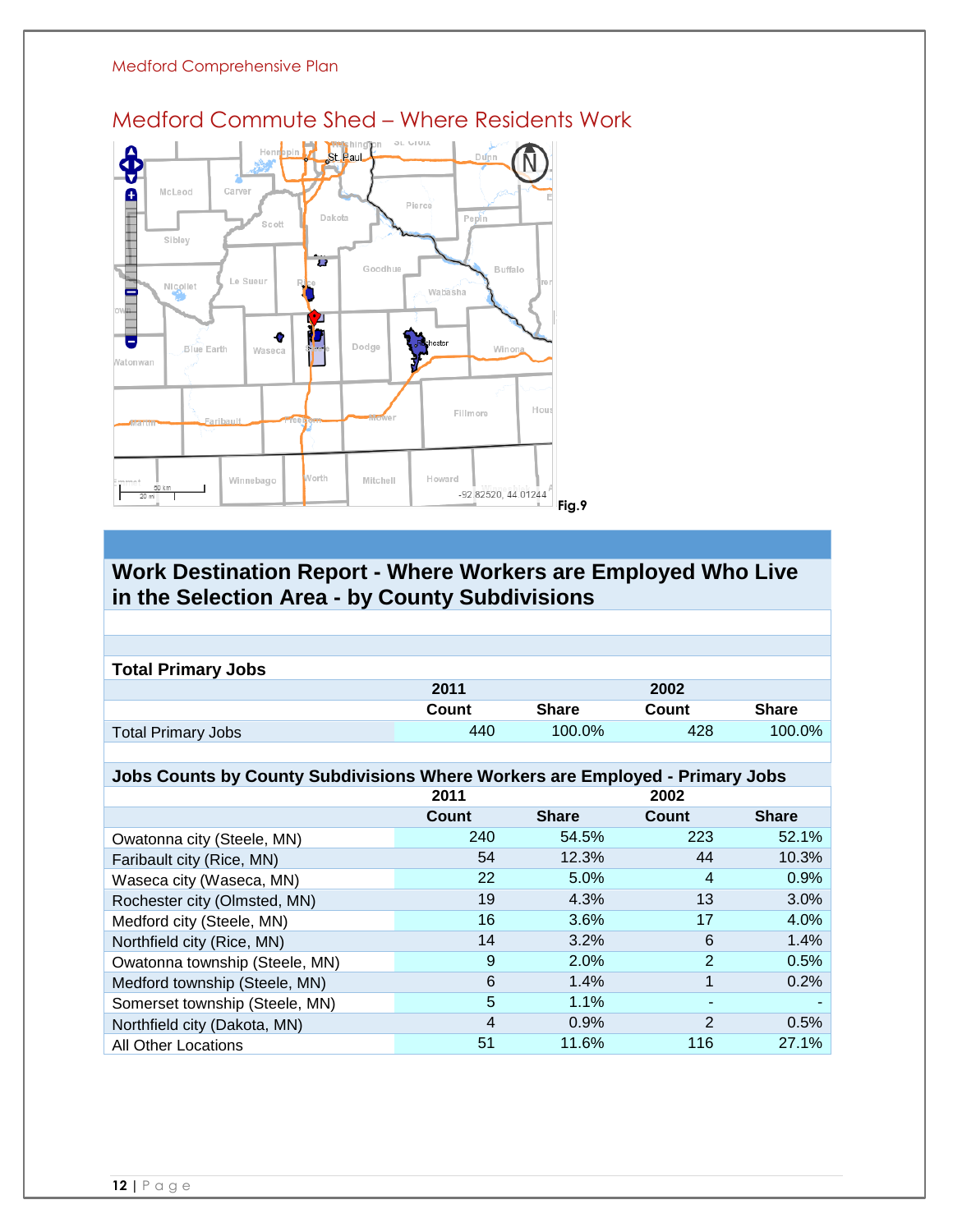## Medford Commute Shed – Where Residents Work

Fig.9

## Work Destination Report - Where Workers are Employed Who Live in the Selection Area - by County Subdivisions

### Total Primary Jobs

| | 2011 | | 2002 | |
|---|---|---|---|---|
| | Count | Share | Count | Share |
| Total Primary Jobs | 440 | 100.0% | 428 | 100.0% |

### Jobs Counts by County Subdivisions Where Workers are Employed - Primary Jobs

| | 2011 | | 2002 | |
|---|---|---|---|---|
| | Count | Share | Count | Share |
| Owatonna city (Steele, MN) | 240 | 54.5% | 223 | 52.1% |
| Faribault city (Rice, MN) | 54 | 12.3% | 44 | 10.3% |
| Waseca city (Waseca, MN) | 22 | 5.0% | 4 | 0.9% |
| Rochester city (Olmsted, MN) | 19 | 4.3% | 13 | 3.0% |
| Medford city (Steele, MN) | 16 | 3.6% | 17 | 4.0% |
| Northfield city (Rice, MN) | 14 | 3.2% | 6 | 1.4% |
| Owatonna township (Steele, MN) | 9 | 2.0% | 2 | 0.5% |
| Medford township (Steele, MN) | 6 | 1.4% | 1 | 0.2% |
| Somerset township (Steele, MN) | 5 | 1.1% | - | - |
| Northfield city (Dakota, MN) | 4 | 0.9% | 2 | 0.5% |
| All Other Locations | 51 | 11.6% | 116 | 27.1% |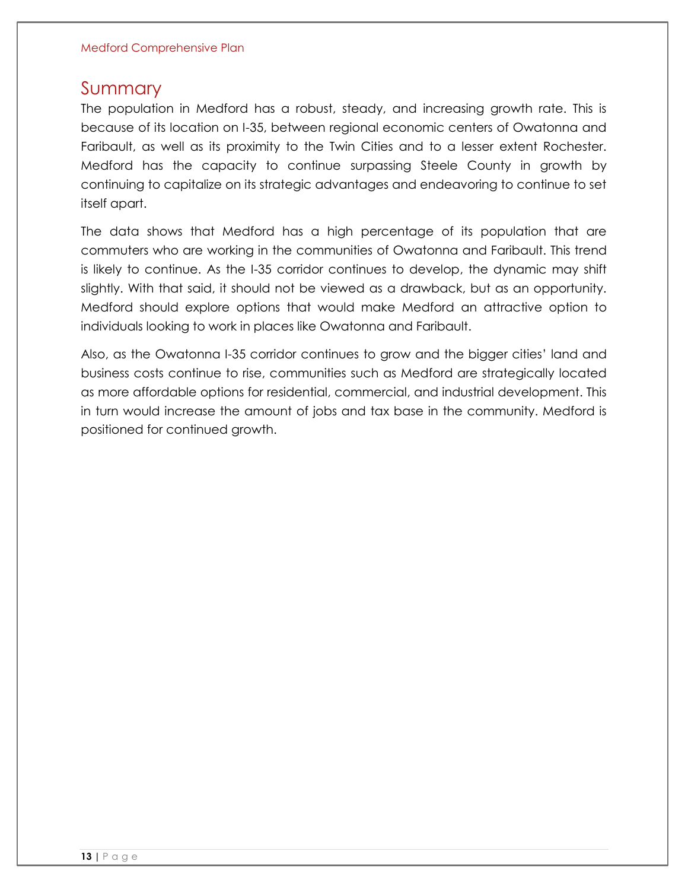## Summary

The population in Medford has a robust, steady, and increasing growth rate. This is because of its location on I-35, between regional economic centers of Owatonna and Faribault, as well as its proximity to the Twin Cities and to a lesser extent Rochester. Medford has the capacity to continue surpassing Steele County in growth by continuing to capitalize on its strategic advantages and endeavoring to continue to set itself apart.

The data shows that Medford has a high percentage of its population that are commuters who are working in the communities of Owatonna and Faribault. This trend is likely to continue. As the I-35 corridor continues to develop, the dynamic may shift slightly. With that said, it should not be viewed as a drawback, but as an opportunity. Medford should explore options that would make Medford an attractive option to individuals looking to work in places like Owatonna and Faribault.

Also, as the Owatonna I-35 corridor continues to grow and the bigger cities' land and business costs continue to rise, communities such as Medford are strategically located as more affordable options for residential, commercial, and industrial development. This in turn would increase the amount of jobs and tax base in the community. Medford is positioned for continued growth.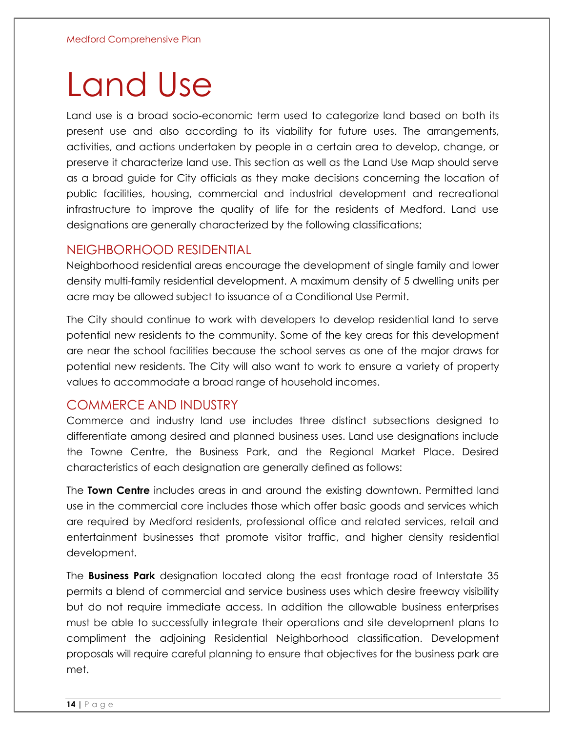# Land Use

Land use is a broad socio-economic term used to categorize land based on both its present use and also according to its viability for future uses. The arrangements, activities, and actions undertaken by people in a certain area to develop, change, or preserve it characterize land use. This section as well as the Land Use Map should serve as a broad guide for City officials as they make decisions concerning the location of public facilities, housing, commercial and industrial development and recreational infrastructure to improve the quality of life for the residents of Medford. Land use designations are generally characterized by the following classifications;

## NEIGHBORHOOD RESIDENTIAL

Neighborhood residential areas encourage the development of single family and lower density multi-family residential development. A maximum density of 5 dwelling units per acre may be allowed subject to issuance of a Conditional Use Permit.

The City should continue to work with developers to develop residential land to serve potential new residents to the community. Some of the key areas for this development are near the school facilities because the school serves as one of the major draws for potential new residents. The City will also want to work to ensure a variety of property values to accommodate a broad range of household incomes.

## COMMERCE AND INDUSTRY

Commerce and industry land use includes three distinct subsections designed to differentiate among desired and planned business uses. Land use designations include the Towne Centre, the Business Park, and the Regional Market Place. Desired characteristics of each designation are generally defined as follows:

The **Town Centre** includes areas in and around the existing downtown. Permitted land use in the commercial core includes those which offer basic goods and services which are required by Medford residents, professional office and related services, retail and entertainment businesses that promote visitor traffic, and higher density residential development.

The **Business Park** designation located along the east frontage road of Interstate 35 permits a blend of commercial and service business uses which desire freeway visibility but do not require immediate access. In addition the allowable business enterprises must be able to successfully integrate their operations and site development plans to compliment the adjoining Residential Neighborhood classification. Development proposals will require careful planning to ensure that objectives for the business park are met.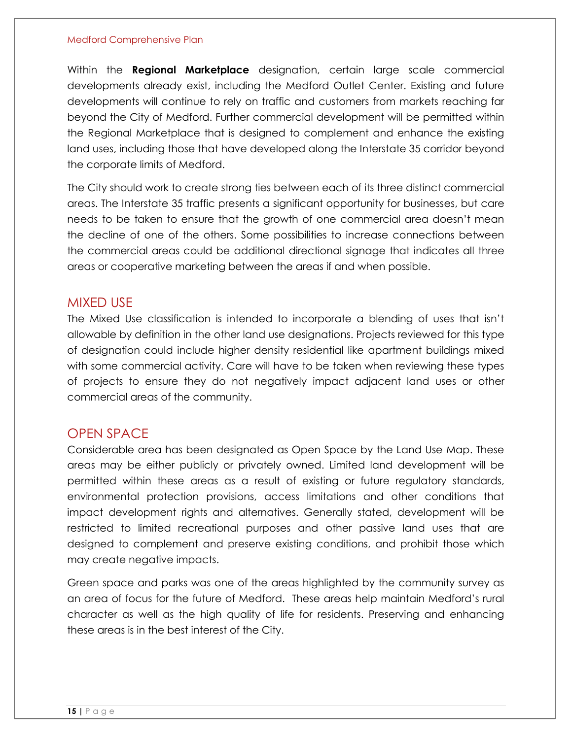Within the **Regional Marketplace** designation, certain large scale commercial developments already exist, including the Medford Outlet Center. Existing and future developments will continue to rely on traffic and customers from markets reaching far beyond the City of Medford. Further commercial development will be permitted within the Regional Marketplace that is designed to complement and enhance the existing land uses, including those that have developed along the Interstate 35 corridor beyond the corporate limits of Medford.

The City should work to create strong ties between each of its three distinct commercial areas. The Interstate 35 traffic presents a significant opportunity for businesses, but care needs to be taken to ensure that the growth of one commercial area doesn't mean the decline of one of the others. Some possibilities to increase connections between the commercial areas could be additional directional signage that indicates all three areas or cooperative marketing between the areas if and when possible.

## MIXED USE

The Mixed Use classification is intended to incorporate a blending of uses that isn't allowable by definition in the other land use designations. Projects reviewed for this type of designation could include higher density residential like apartment buildings mixed with some commercial activity. Care will have to be taken when reviewing these types of projects to ensure they do not negatively impact adjacent land uses or other commercial areas of the community.

## OPEN SPACE

Considerable area has been designated as Open Space by the Land Use Map. These areas may be either publicly or privately owned. Limited land development will be permitted within these areas as a result of existing or future regulatory standards, environmental protection provisions, access limitations and other conditions that impact development rights and alternatives. Generally stated, development will be restricted to limited recreational purposes and other passive land uses that are designed to complement and preserve existing conditions, and prohibit those which may create negative impacts.

Green space and parks was one of the areas highlighted by the community survey as an area of focus for the future of Medford. These areas help maintain Medford's rural character as well as the high quality of life for residents. Preserving and enhancing these areas is in the best interest of the City.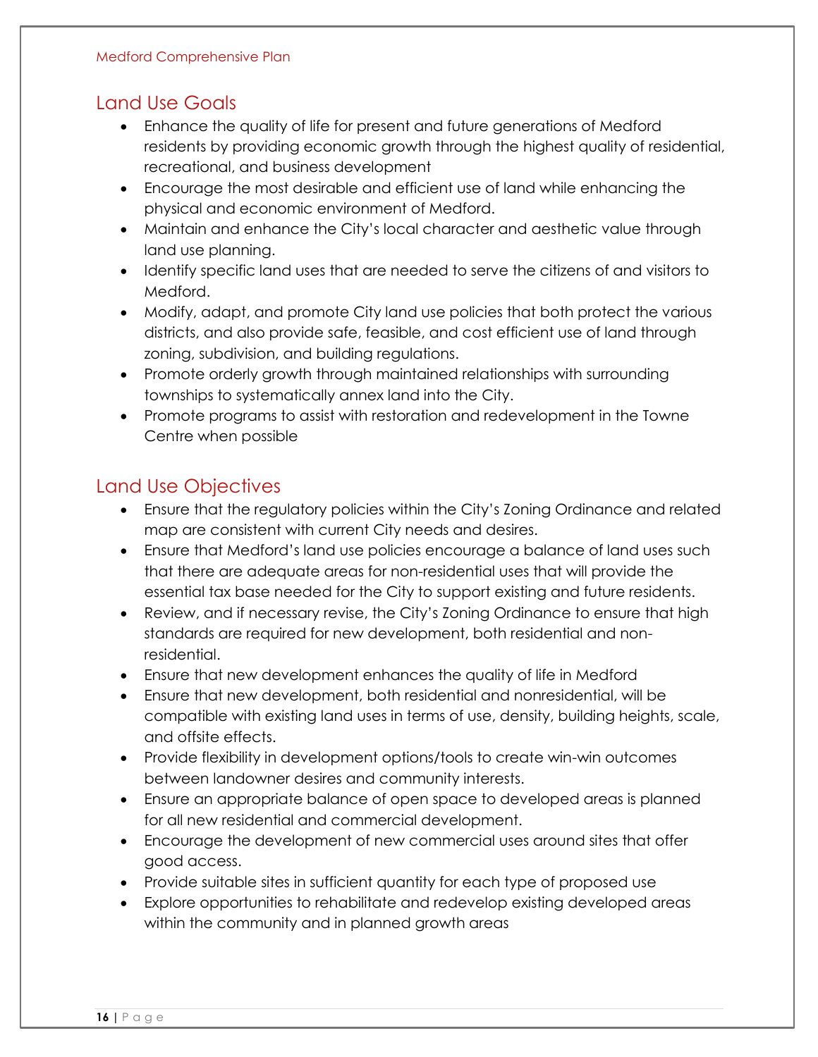## Land Use Goals

- Enhance the quality of life for present and future generations of Medford residents by providing economic growth through the highest quality of residential, recreational, and business development
- Encourage the most desirable and efficient use of land while enhancing the physical and economic environment of Medford.
- Maintain and enhance the City's local character and aesthetic value through land use planning.
- Identify specific land uses that are needed to serve the citizens of and visitors to Medford.
- Modify, adapt, and promote City land use policies that both protect the various districts, and also provide safe, feasible, and cost efficient use of land through zoning, subdivision, and building regulations.
- Promote orderly growth through maintained relationships with surrounding townships to systematically annex land into the City.
- Promote programs to assist with restoration and redevelopment in the Towne Centre when possible

## Land Use Objectives

- Ensure that the regulatory policies within the City's Zoning Ordinance and related map are consistent with current City needs and desires.
- Ensure that Medford's land use policies encourage a balance of land uses such that there are adequate areas for non-residential uses that will provide the essential tax base needed for the City to support existing and future residents.
- Review, and if necessary revise, the City's Zoning Ordinance to ensure that high standards are required for new development, both residential and non-residential.
- Ensure that new development enhances the quality of life in Medford
- Ensure that new development, both residential and nonresidential, will be compatible with existing land uses in terms of use, density, building heights, scale, and offsite effects.
- Provide flexibility in development options/tools to create win-win outcomes between landowner desires and community interests.
- Ensure an appropriate balance of open space to developed areas is planned for all new residential and commercial development.
- Encourage the development of new commercial uses around sites that offer good access.
- Provide suitable sites in sufficient quantity for each type of proposed use
- Explore opportunities to rehabilitate and redevelop existing developed areas within the community and in planned growth areas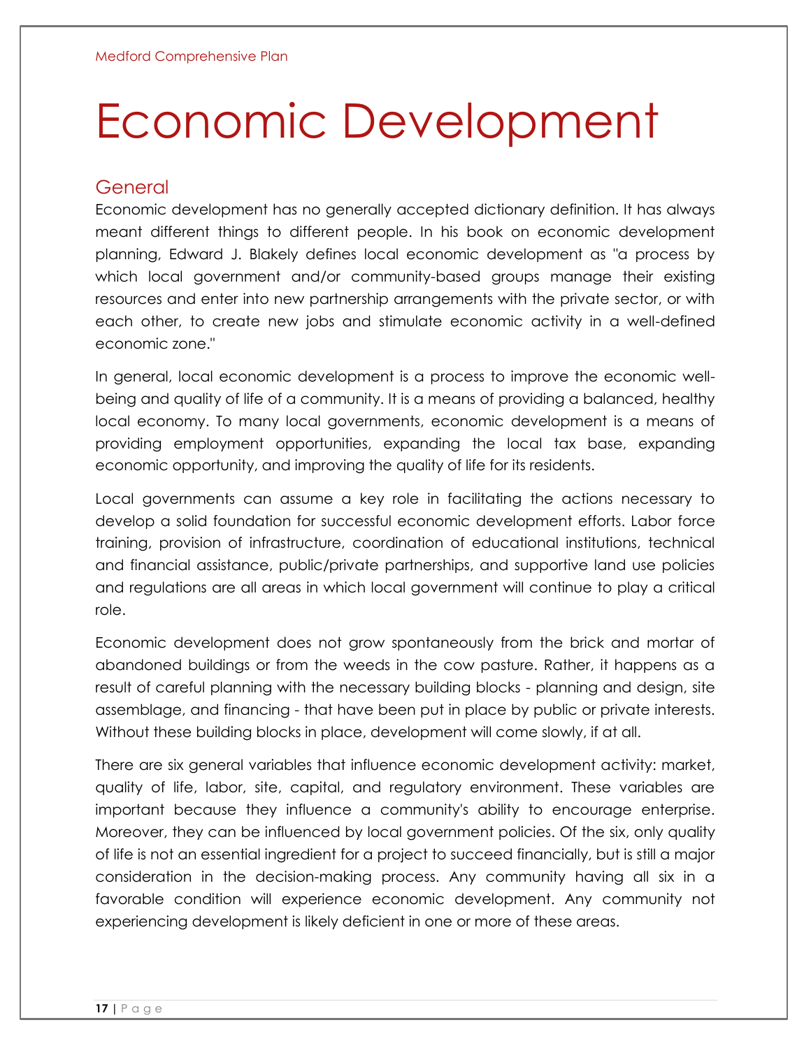# Economic Development

## General

Economic development has no generally accepted dictionary definition. It has always meant different things to different people. In his book on economic development planning, Edward J. Blakely defines local economic development as "a process by which local government and/or community-based groups manage their existing resources and enter into new partnership arrangements with the private sector, or with each other, to create new jobs and stimulate economic activity in a well-defined economic zone."

In general, local economic development is a process to improve the economic well-being and quality of life of a community. It is a means of providing a balanced, healthy local economy. To many local governments, economic development is a means of providing employment opportunities, expanding the local tax base, expanding economic opportunity, and improving the quality of life for its residents.

Local governments can assume a key role in facilitating the actions necessary to develop a solid foundation for successful economic development efforts. Labor force training, provision of infrastructure, coordination of educational institutions, technical and financial assistance, public/private partnerships, and supportive land use policies and regulations are all areas in which local government will continue to play a critical role.

Economic development does not grow spontaneously from the brick and mortar of abandoned buildings or from the weeds in the cow pasture. Rather, it happens as a result of careful planning with the necessary building blocks - planning and design, site assemblage, and financing - that have been put in place by public or private interests. Without these building blocks in place, development will come slowly, if at all.

There are six general variables that influence economic development activity: market, quality of life, labor, site, capital, and regulatory environment. These variables are important because they influence a community's ability to encourage enterprise. Moreover, they can be influenced by local government policies. Of the six, only quality of life is not an essential ingredient for a project to succeed financially, but is still a major consideration in the decision-making process. Any community having all six in a favorable condition will experience economic development. Any community not experiencing development is likely deficient in one or more of these areas.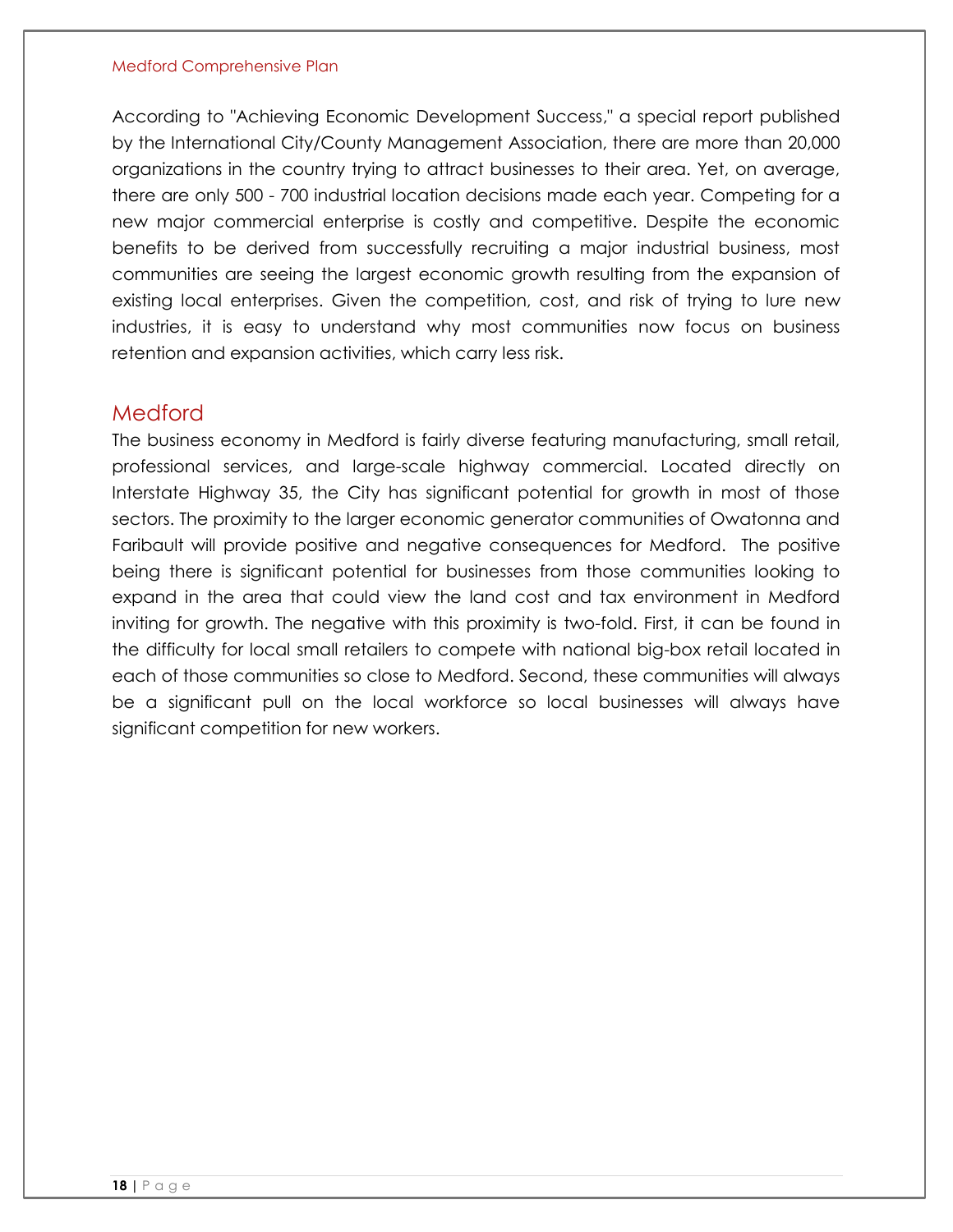According to "Achieving Economic Development Success," a special report published by the International City/County Management Association, there are more than 20,000 organizations in the country trying to attract businesses to their area. Yet, on average, there are only 500 - 700 industrial location decisions made each year. Competing for a new major commercial enterprise is costly and competitive. Despite the economic benefits to be derived from successfully recruiting a major industrial business, most communities are seeing the largest economic growth resulting from the expansion of existing local enterprises. Given the competition, cost, and risk of trying to lure new industries, it is easy to understand why most communities now focus on business retention and expansion activities, which carry less risk.

## Medford

The business economy in Medford is fairly diverse featuring manufacturing, small retail, professional services, and large-scale highway commercial. Located directly on Interstate Highway 35, the City has significant potential for growth in most of those sectors. The proximity to the larger economic generator communities of Owatonna and Faribault will provide positive and negative consequences for Medford. The positive being there is significant potential for businesses from those communities looking to expand in the area that could view the land cost and tax environment in Medford inviting for growth. The negative with this proximity is two-fold. First, it can be found in the difficulty for local small retailers to compete with national big-box retail located in each of those communities so close to Medford. Second, these communities will always be a significant pull on the local workforce so local businesses will always have significant competition for new workers.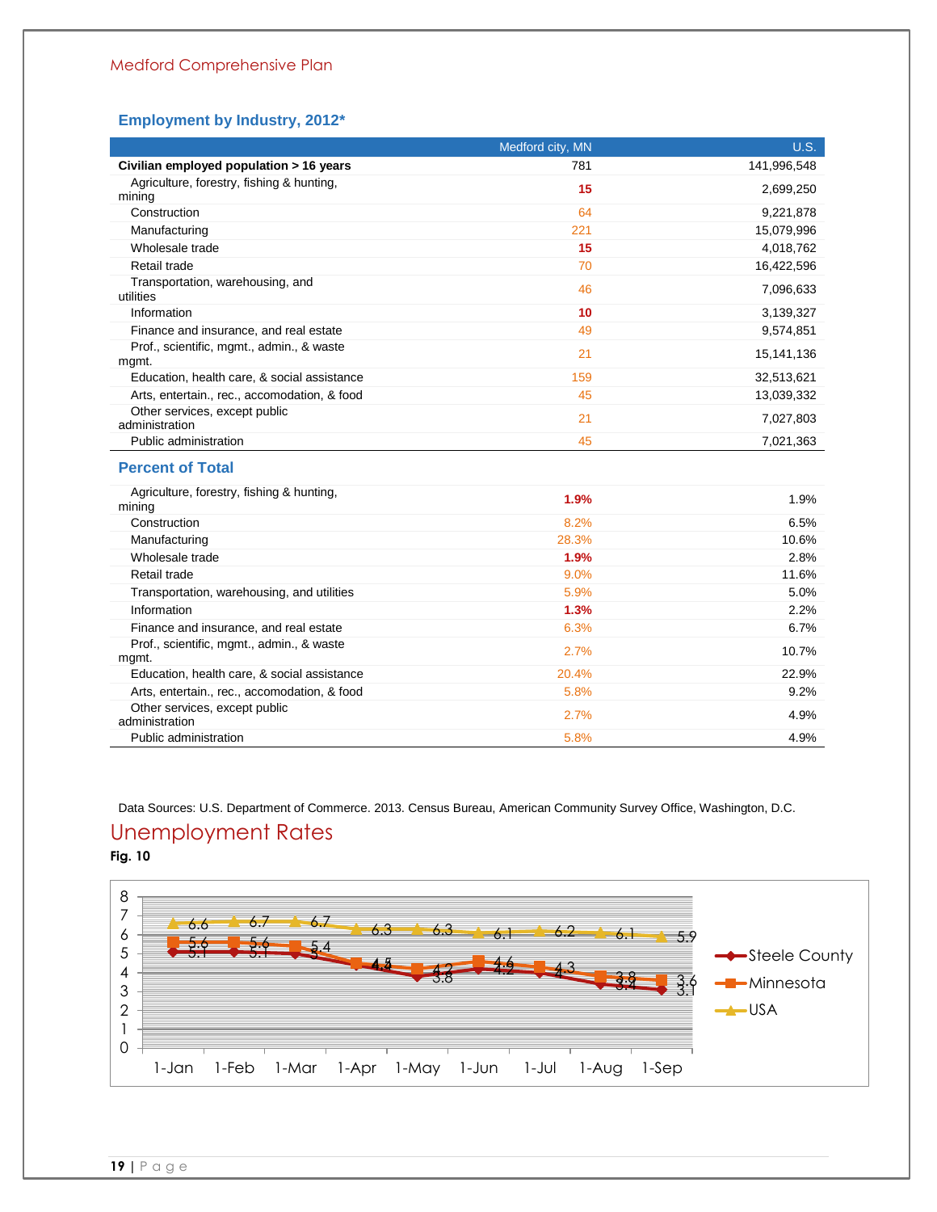### Employment by Industry, 2012*

| | Medford city, MN | U.S. |
|---|---|---|
| **Civilian employed population > 16 years** | 781 | 141,996,548 |
| Agriculture, forestry, fishing & hunting, mining | **15** | 2,699,250 |
| Construction | 64 | 9,221,878 |
| Manufacturing | 221 | 15,079,996 |
| Wholesale trade | **15** | 4,018,762 |
| Retail trade | 70 | 16,422,596 |
| Transportation, warehousing, and utilities | 46 | 7,096,633 |
| Information | **10** | 3,139,327 |
| Finance and insurance, and real estate | 49 | 9,574,851 |
| Prof., scientific, mgmt., admin., & waste mgmt. | 21 | 15,141,136 |
| Education, health care, & social assistance | 159 | 32,513,621 |
| Arts, entertain., rec., accomodation, & food | 45 | 13,039,332 |
| Other services, except public administration | 21 | 7,027,803 |
| Public administration | 45 | 7,021,363 |

### Percent of Total

| | Medford city, MN | U.S. |
|---|---|---|
| Agriculture, forestry, fishing & hunting, mining | **1.9%** | 1.9% |
| Construction | 8.2% | 6.5% |
| Manufacturing | 28.3% | 10.6% |
| Wholesale trade | **1.9%** | 2.8% |
| Retail trade | 9.0% | 11.6% |
| Transportation, warehousing, and utilities | 5.9% | 5.0% |
| Information | **1.3%** | 2.2% |
| Finance and insurance, and real estate | 6.3% | 6.7% |
| Prof., scientific, mgmt., admin., & waste mgmt. | 2.7% | 10.7% |
| Education, health care, & social assistance | 20.4% | 22.9% |
| Arts, entertain., rec., accomodation, & food | 5.8% | 9.2% |
| Other services, except public administration | 2.7% | 4.9% |
| Public administration | 5.8% | 4.9% |

Data Sources: U.S. Department of Commerce. 2013. Census Bureau, American Community Survey Office, Washington, D.C.

# Unemployment Rates

**Fig. 10**

| | 1-Jan | 1-Feb | 1-Mar | 1-Apr | 1-May | 1-Jun | 1-Jul | 1-Aug | 1-Sep |
|---|---|---|---|---|---|---|---|---|---|
| Steele County | 5.1 | 5.1 | 5 | 4.4 | 3.8 | 4.2 | 4 | 3.4 | 3.1 |
| Minnesota | 5.6 | 5.6 | 5.4 | 4.5 | 4.2 | 4.6 | 4.3 | 3.8 | 3.6 |
| USA | 6.6 | 6.7 | 6.7 | 6.3 | 6.3 | 6.1 | 6.2 | 6.1 | 5.9 |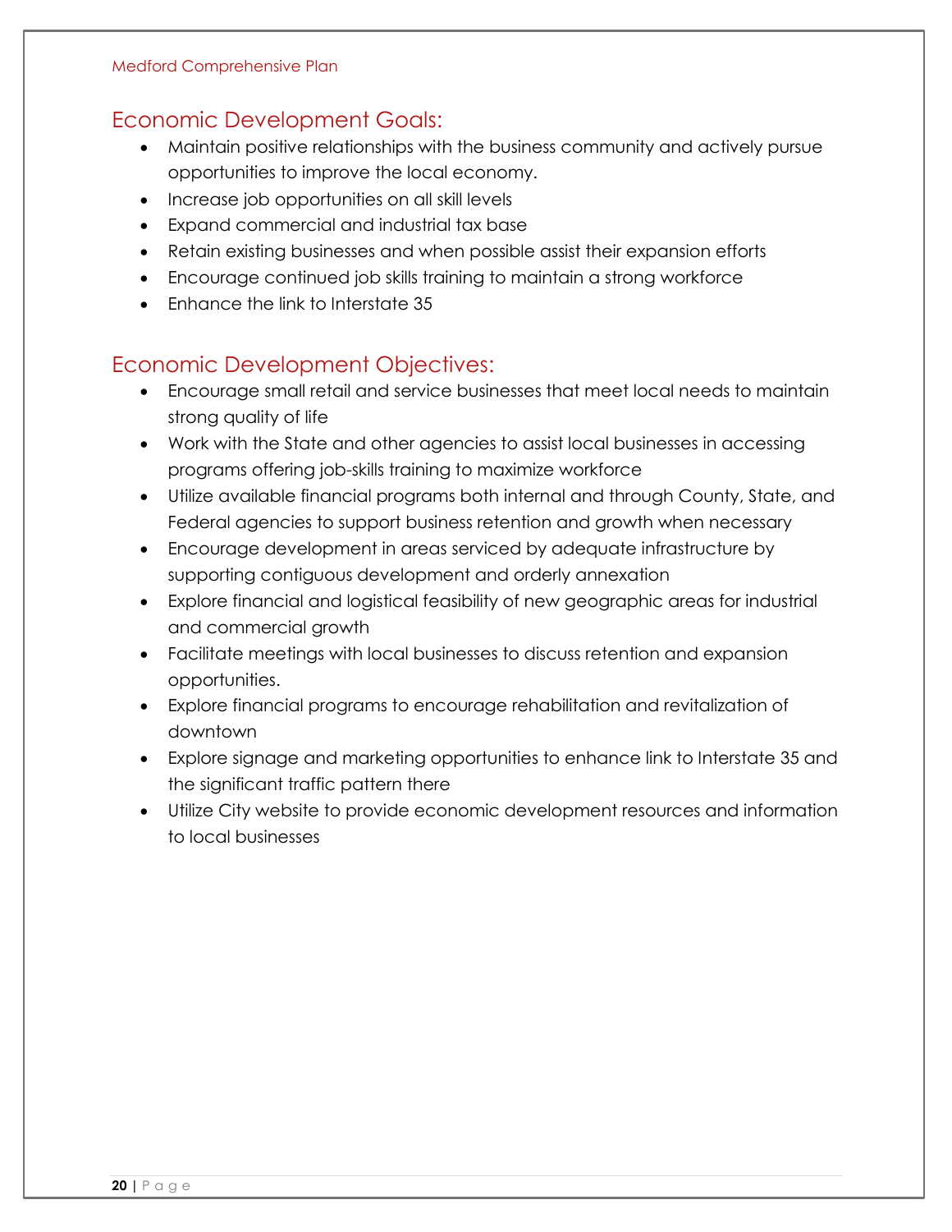## Economic Development Goals:

- Maintain positive relationships with the business community and actively pursue opportunities to improve the local economy.
- Increase job opportunities on all skill levels
- Expand commercial and industrial tax base
- Retain existing businesses and when possible assist their expansion efforts
- Encourage continued job skills training to maintain a strong workforce
- Enhance the link to Interstate 35

## Economic Development Objectives:

- Encourage small retail and service businesses that meet local needs to maintain strong quality of life
- Work with the State and other agencies to assist local businesses in accessing programs offering job-skills training to maximize workforce
- Utilize available financial programs both internal and through County, State, and Federal agencies to support business retention and growth when necessary
- Encourage development in areas serviced by adequate infrastructure by supporting contiguous development and orderly annexation
- Explore financial and logistical feasibility of new geographic areas for industrial and commercial growth
- Facilitate meetings with local businesses to discuss retention and expansion opportunities.
- Explore financial programs to encourage rehabilitation and revitalization of downtown
- Explore signage and marketing opportunities to enhance link to Interstate 35 and the significant traffic pattern there
- Utilize City website to provide economic development resources and information to local businesses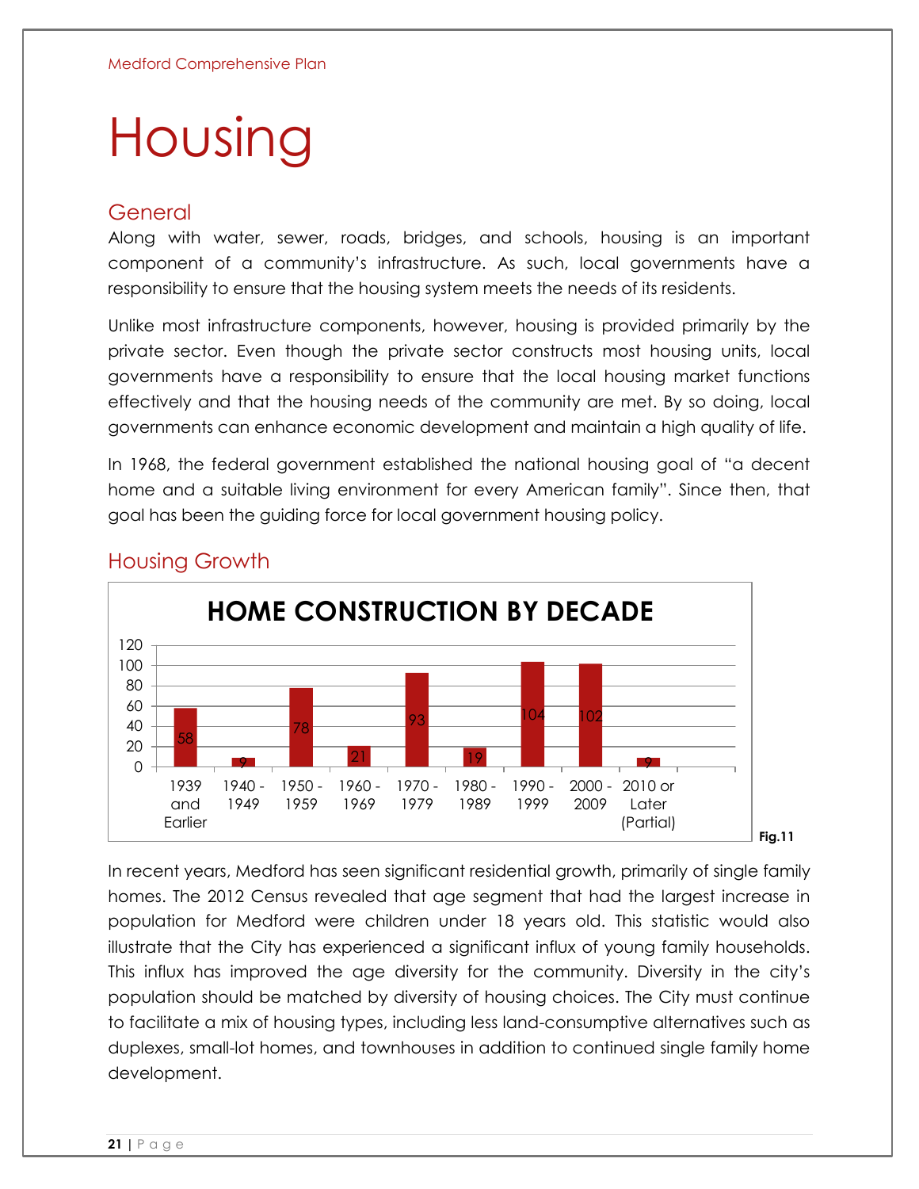# Housing

## General

Along with water, sewer, roads, bridges, and schools, housing is an important component of a community's infrastructure. As such, local governments have a responsibility to ensure that the housing system meets the needs of its residents.

Unlike most infrastructure components, however, housing is provided primarily by the private sector. Even though the private sector constructs most housing units, local governments have a responsibility to ensure that the local housing market functions effectively and that the housing needs of the community are met. By so doing, local governments can enhance economic development and maintain a high quality of life.

In 1968, the federal government established the national housing goal of "a decent home and a suitable living environment for every American family". Since then, that goal has been the guiding force for local government housing policy.

## Housing Growth

**HOME CONSTRUCTION BY DECADE**

| Decade | Homes |
|---|---|
| 1939 and Earlier | 58 |
| 1940 - 1949 | 9 |
| 1950 - 1959 | 78 |
| 1960 - 1969 | 21 |
| 1970 - 1979 | 93 |
| 1980 - 1989 | 19 |
| 1990 - 1999 | 104 |
| 2000 - 2009 | 102 |
| 2010 or Later (Partial) | 9 |

**Fig.11**

In recent years, Medford has seen significant residential growth, primarily of single family homes. The 2012 Census revealed that age segment that had the largest increase in population for Medford were children under 18 years old. This statistic would also illustrate that the City has experienced a significant influx of young family households. This influx has improved the age diversity for the community. Diversity in the city's population should be matched by diversity of housing choices. The City must continue to facilitate a mix of housing types, including less land-consumptive alternatives such as duplexes, small-lot homes, and townhouses in addition to continued single family home development.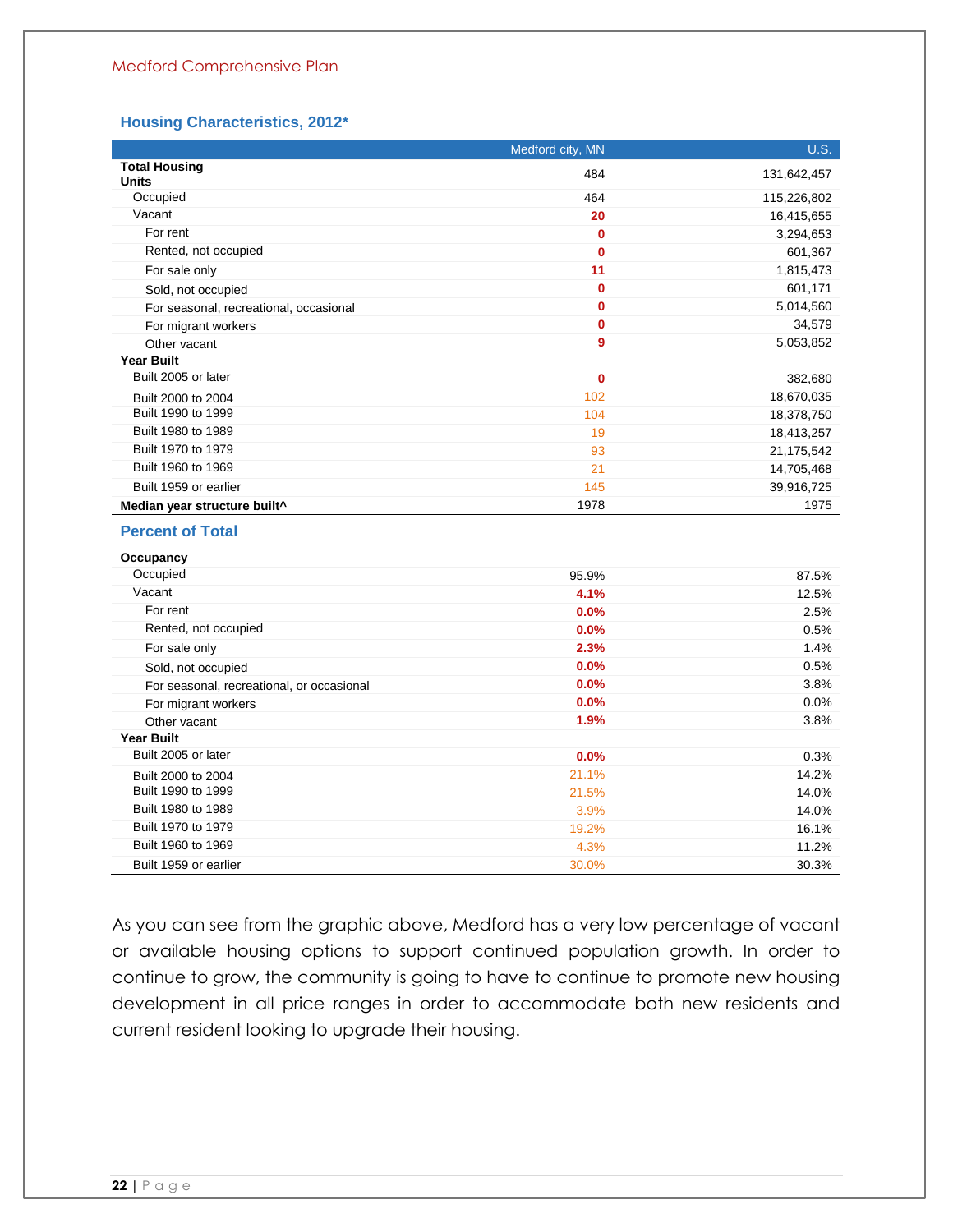### Housing Characteristics, 2012*

| | Medford city, MN | U.S. |
|---|---|---|
| **Total Housing Units** | 484 | 131,642,457 |
| Occupied | 464 | 115,226,802 |
| Vacant | **20** | 16,415,655 |
| For rent | **0** | 3,294,653 |
| Rented, not occupied | **0** | 601,367 |
| For sale only | **11** | 1,815,473 |
| Sold, not occupied | **0** | 601,171 |
| For seasonal, recreational, occasional | **0** | 5,014,560 |
| For migrant workers | **0** | 34,579 |
| Other vacant | **9** | 5,053,852 |
| **Year Built** | | |
| Built 2005 or later | **0** | 382,680 |
| Built 2000 to 2004 | 102 | 18,670,035 |
| Built 1990 to 1999 | 104 | 18,378,750 |
| Built 1980 to 1989 | 19 | 18,413,257 |
| Built 1970 to 1979 | 93 | 21,175,542 |
| Built 1960 to 1969 | 21 | 14,705,468 |
| Built 1959 or earlier | 145 | 39,916,725 |
| **Median year structure built^** | 1978 | 1975 |
| **Percent of Total** | | |
| **Occupancy** | | |
| Occupied | 95.9% | 87.5% |
| Vacant | **4.1%** | 12.5% |
| For rent | **0.0%** | 2.5% |
| Rented, not occupied | **0.0%** | 0.5% |
| For sale only | **2.3%** | 1.4% |
| Sold, not occupied | **0.0%** | 0.5% |
| For seasonal, recreational, or occasional | **0.0%** | 3.8% |
| For migrant workers | **0.0%** | 0.0% |
| Other vacant | **1.9%** | 3.8% |
| **Year Built** | | |
| Built 2005 or later | **0.0%** | 0.3% |
| Built 2000 to 2004 | 21.1% | 14.2% |
| Built 1990 to 1999 | 21.5% | 14.0% |
| Built 1980 to 1989 | 3.9% | 14.0% |
| Built 1970 to 1979 | 19.2% | 16.1% |
| Built 1960 to 1969 | 4.3% | 11.2% |
| Built 1959 or earlier | 30.0% | 30.3% |

As you can see from the graphic above, Medford has a very low percentage of vacant or available housing options to support continued population growth. In order to continue to grow, the community is going to have to continue to promote new housing development in all price ranges in order to accommodate both new residents and current resident looking to upgrade their housing.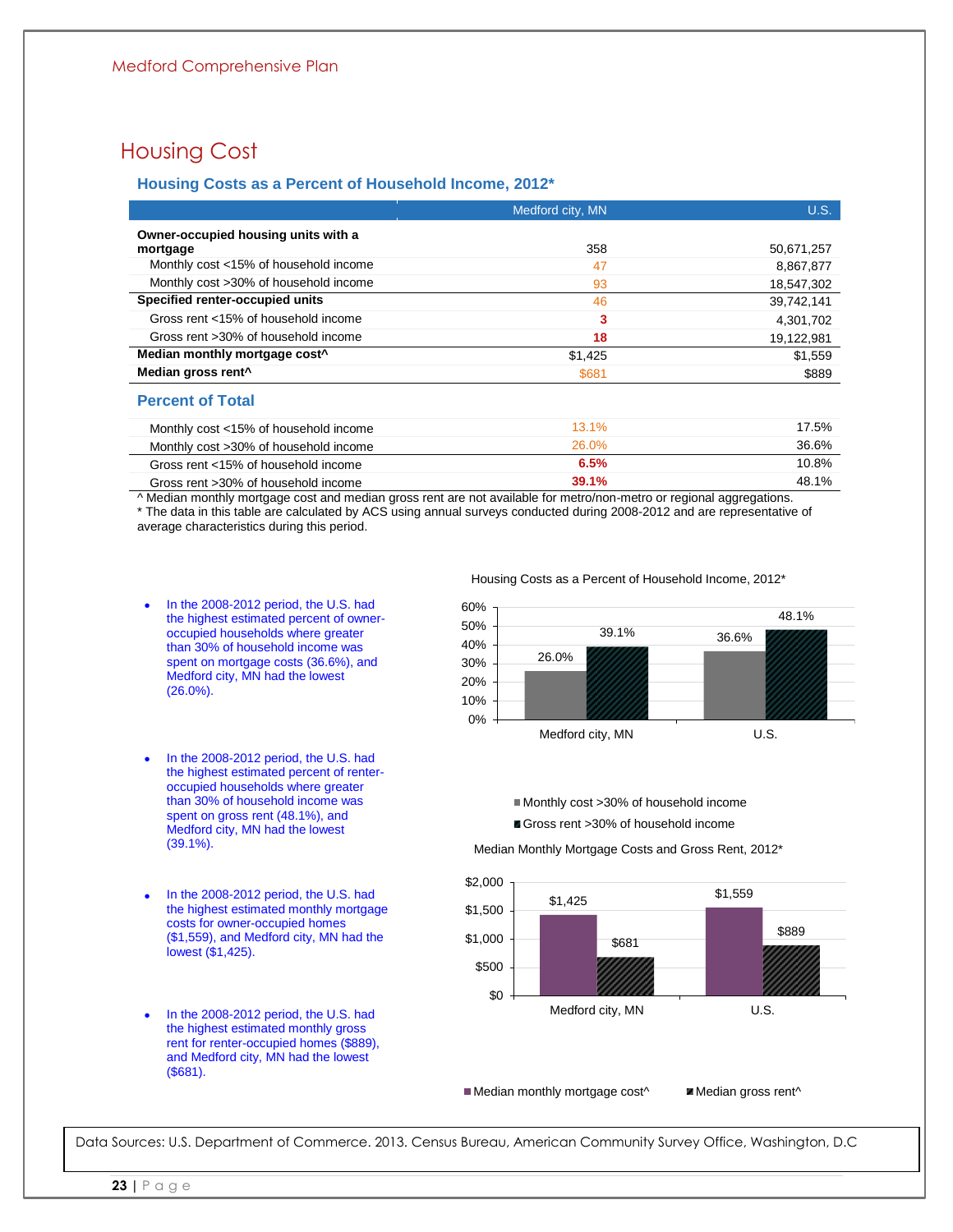# Housing Cost

### Housing Costs as a Percent of Household Income, 2012*

| | Medford city, MN | U.S. |
|---|---|---|
| **Owner-occupied housing units with a mortgage** | 358 | 50,671,257 |
| Monthly cost <15% of household income | 47 | 8,867,877 |
| Monthly cost >30% of household income | 93 | 18,547,302 |
| **Specified renter-occupied units** | 46 | 39,742,141 |
| Gross rent <15% of household income | **3** | 4,301,702 |
| Gross rent >30% of household income | **18** | 19,122,981 |
| **Median monthly mortgage cost^** | $1,425 | $1,559 |
| **Median gross rent^** | $681 | $889 |

### Percent of Total

| | Medford city, MN | U.S. |
|---|---|---|
| Monthly cost <15% of household income | 13.1% | 17.5% |
| Monthly cost >30% of household income | 26.0% | 36.6% |
| Gross rent <15% of household income | **6.5%** | 10.8% |
| Gross rent >30% of household income | **39.1%** | 48.1% |

^ Median monthly mortgage cost and median gross rent are not available for metro/non-metro or regional aggregations.
* The data in this table are calculated by ACS using annual surveys conducted during 2008-2012 and are representative of average characteristics during this period.

- In the 2008-2012 period, the U.S. had the highest estimated percent of owner-occupied households where greater than 30% of household income was spent on mortgage costs (36.6%), and Medford city, MN had the lowest (26.0%).
- In the 2008-2012 period, the U.S. had the highest estimated percent of renter-occupied households where greater than 30% of household income was spent on gross rent (48.1%), and Medford city, MN had the lowest (39.1%).
- In the 2008-2012 period, the U.S. had the highest estimated monthly mortgage costs for owner-occupied homes ($1,559), and Medford city, MN had the lowest ($1,425).
- In the 2008-2012 period, the U.S. had the highest estimated monthly gross rent for renter-occupied homes ($889), and Medford city, MN had the lowest ($681).

Housing Costs as a Percent of Household Income, 2012*

| | Monthly cost >30% of household income | Gross rent >30% of household income |
|---|---|---|
| Medford city, MN | 26.0% | 39.1% |
| U.S. | 36.6% | 48.1% |

Median Monthly Mortgage Costs and Gross Rent, 2012*

| | Median monthly mortgage cost^ | Median gross rent^ |
|---|---|---|
| Medford city, MN | $1,425 | $681 |
| U.S. | $1,559 | $889 |

Data Sources: U.S. Department of Commerce. 2013. Census Bureau, American Community Survey Office, Washington, D.C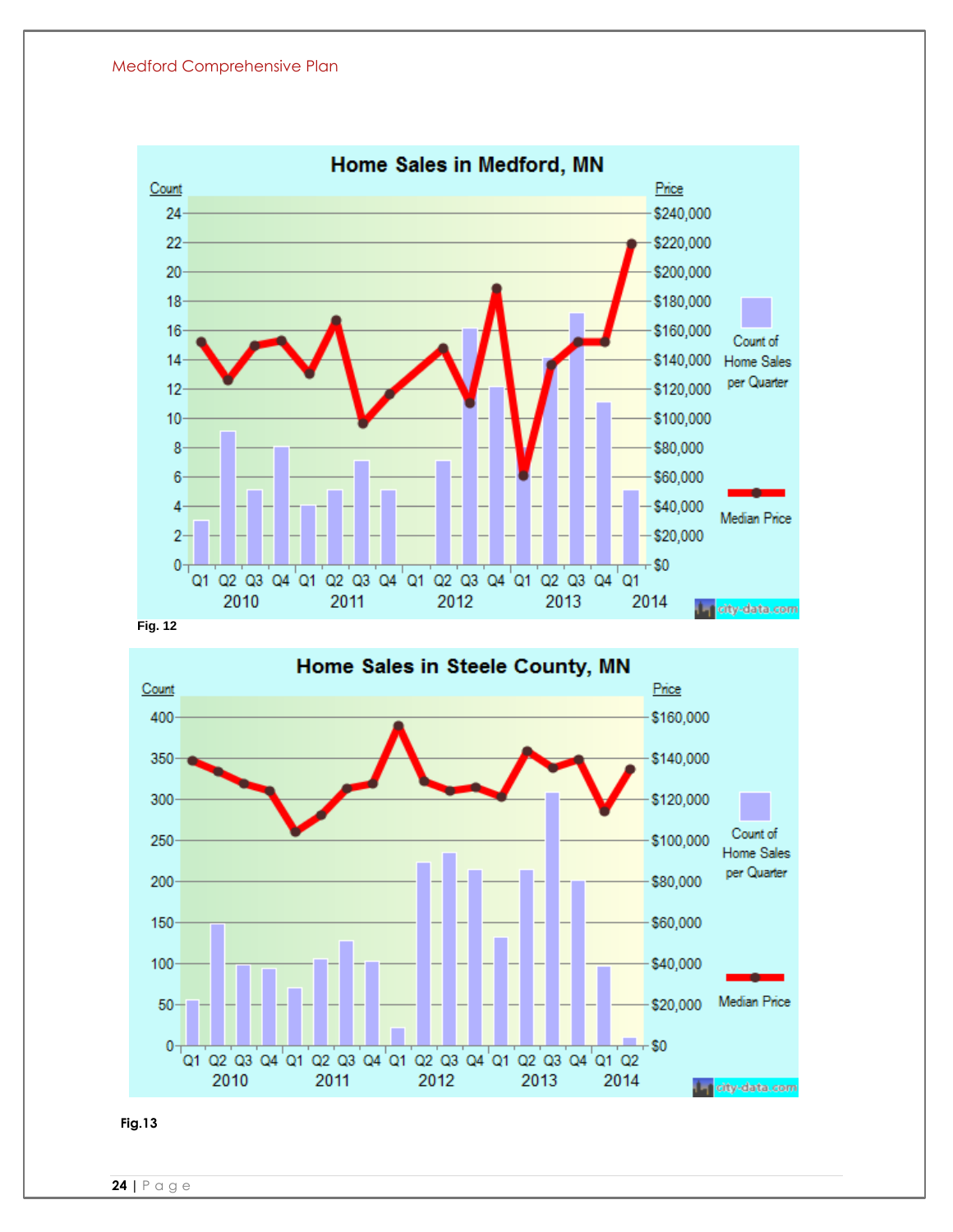## Home Sales in Medford, MN

Fig. 12

## Home Sales in Steele County, MN

Fig.13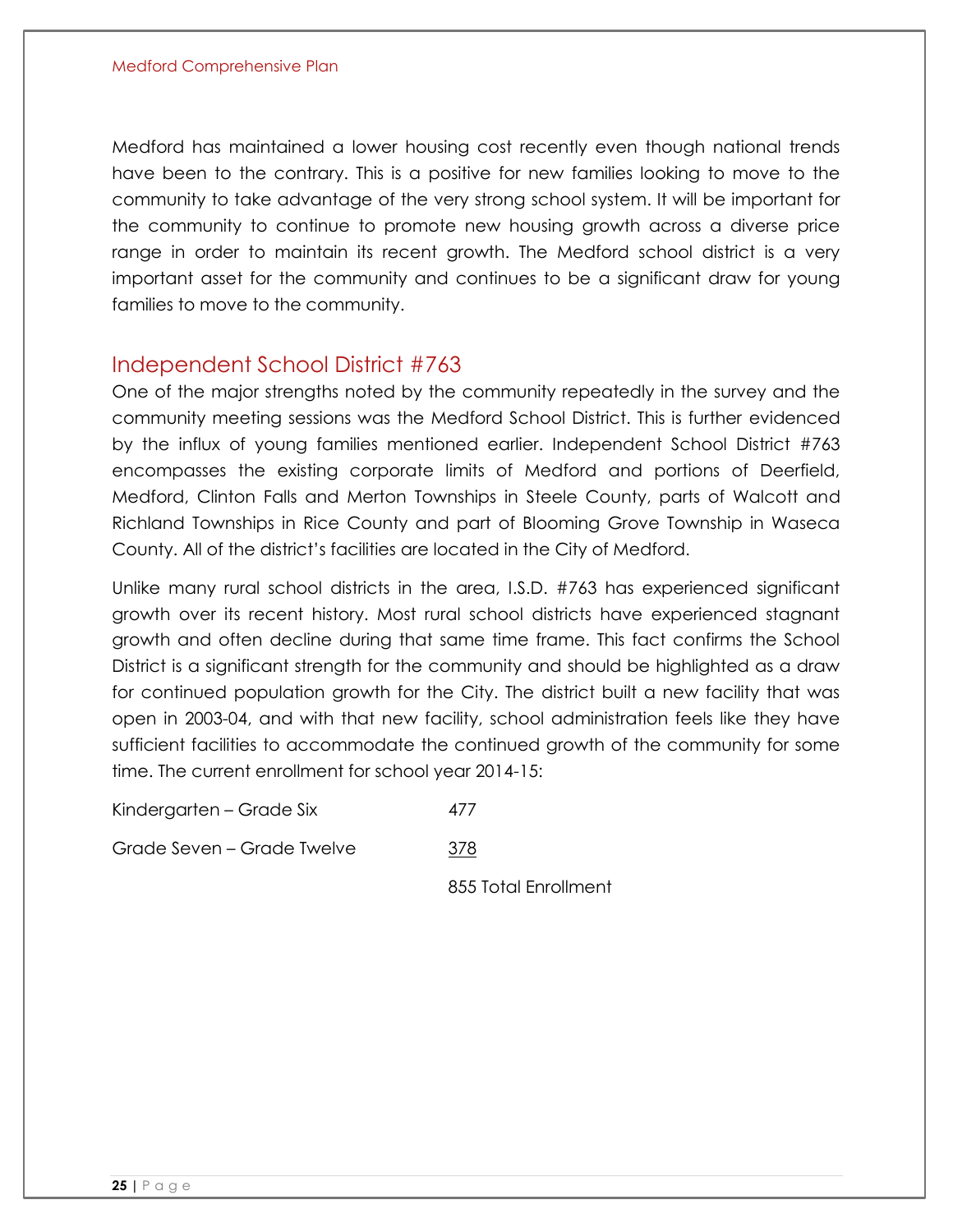Medford has maintained a lower housing cost recently even though national trends have been to the contrary. This is a positive for new families looking to move to the community to take advantage of the very strong school system. It will be important for the community to continue to promote new housing growth across a diverse price range in order to maintain its recent growth. The Medford school district is a very important asset for the community and continues to be a significant draw for young families to move to the community.

## Independent School District #763

One of the major strengths noted by the community repeatedly in the survey and the community meeting sessions was the Medford School District. This is further evidenced by the influx of young families mentioned earlier. Independent School District #763 encompasses the existing corporate limits of Medford and portions of Deerfield, Medford, Clinton Falls and Merton Townships in Steele County, parts of Walcott and Richland Townships in Rice County and part of Blooming Grove Township in Waseca County. All of the district's facilities are located in the City of Medford.

Unlike many rural school districts in the area, I.S.D. #763 has experienced significant growth over its recent history. Most rural school districts have experienced stagnant growth and often decline during that same time frame. This fact confirms the School District is a significant strength for the community and should be highlighted as a draw for continued population growth for the City. The district built a new facility that was open in 2003-04, and with that new facility, school administration feels like they have sufficient facilities to accommodate the continued growth of the community for some time. The current enrollment for school year 2014-15:

| | |
|---|---|
| Kindergarten – Grade Six | 477 |
| Grade Seven – Grade Twelve | 378 |
| | 855 Total Enrollment |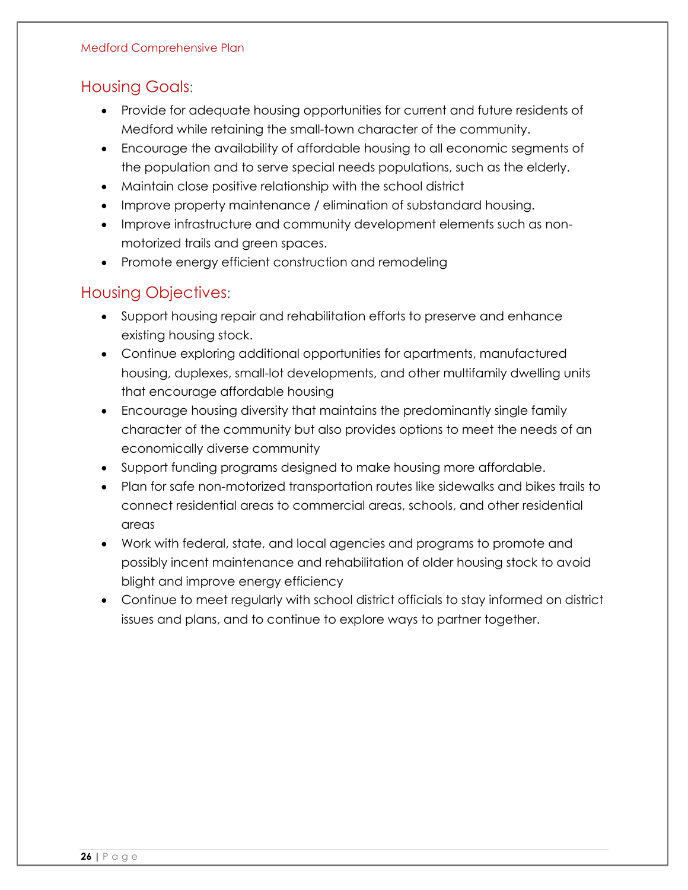## Housing Goals:

- Provide for adequate housing opportunities for current and future residents of Medford while retaining the small-town character of the community.
- Encourage the availability of affordable housing to all economic segments of the population and to serve special needs populations, such as the elderly.
- Maintain close positive relationship with the school district
- Improve property maintenance / elimination of substandard housing.
- Improve infrastructure and community development elements such as non-motorized trails and green spaces.
- Promote energy efficient construction and remodeling

## Housing Objectives:

- Support housing repair and rehabilitation efforts to preserve and enhance existing housing stock.
- Continue exploring additional opportunities for apartments, manufactured housing, duplexes, small-lot developments, and other multifamily dwelling units that encourage affordable housing
- Encourage housing diversity that maintains the predominantly single family character of the community but also provides options to meet the needs of an economically diverse community
- Support funding programs designed to make housing more affordable.
- Plan for safe non-motorized transportation routes like sidewalks and bikes trails to connect residential areas to commercial areas, schools, and other residential areas
- Work with federal, state, and local agencies and programs to promote and possibly incent maintenance and rehabilitation of older housing stock to avoid blight and improve energy efficiency
- Continue to meet regularly with school district officials to stay informed on district issues and plans, and to continue to explore ways to partner together.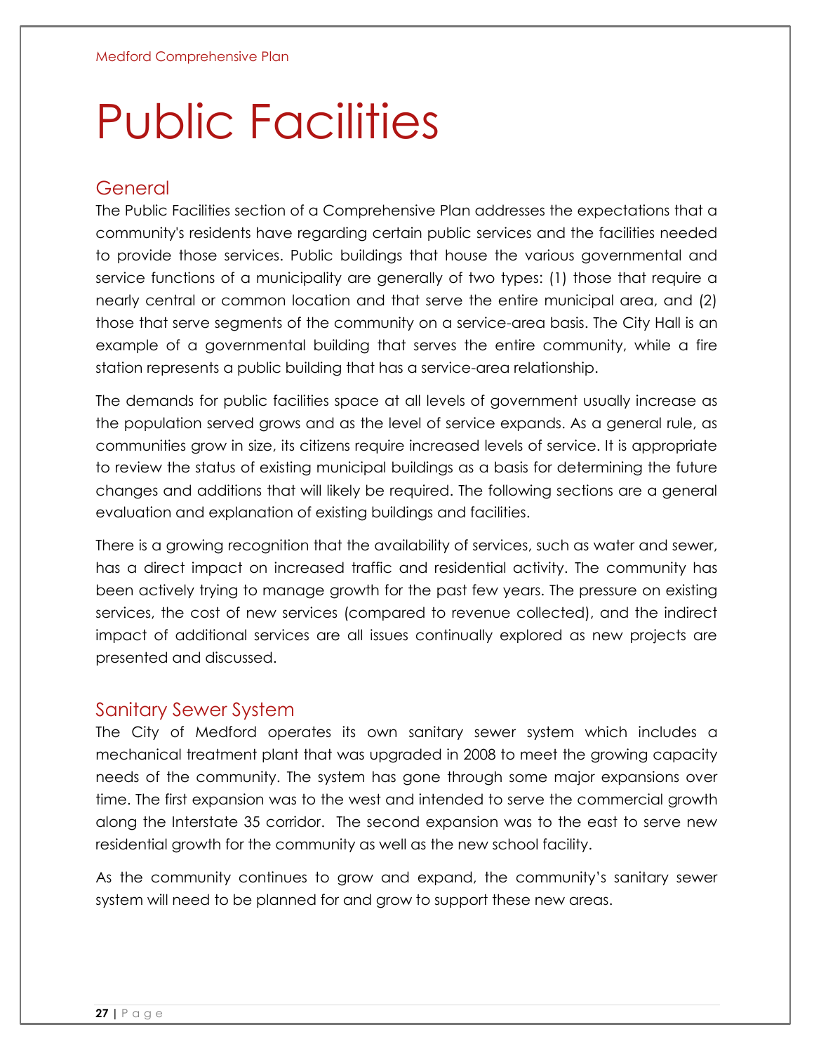# Public Facilities

## General

The Public Facilities section of a Comprehensive Plan addresses the expectations that a community's residents have regarding certain public services and the facilities needed to provide those services. Public buildings that house the various governmental and service functions of a municipality are generally of two types: (1) those that require a nearly central or common location and that serve the entire municipal area, and (2) those that serve segments of the community on a service-area basis. The City Hall is an example of a governmental building that serves the entire community, while a fire station represents a public building that has a service-area relationship.

The demands for public facilities space at all levels of government usually increase as the population served grows and as the level of service expands. As a general rule, as communities grow in size, its citizens require increased levels of service. It is appropriate to review the status of existing municipal buildings as a basis for determining the future changes and additions that will likely be required. The following sections are a general evaluation and explanation of existing buildings and facilities.

There is a growing recognition that the availability of services, such as water and sewer, has a direct impact on increased traffic and residential activity. The community has been actively trying to manage growth for the past few years. The pressure on existing services, the cost of new services (compared to revenue collected), and the indirect impact of additional services are all issues continually explored as new projects are presented and discussed.

## Sanitary Sewer System

The City of Medford operates its own sanitary sewer system which includes a mechanical treatment plant that was upgraded in 2008 to meet the growing capacity needs of the community. The system has gone through some major expansions over time. The first expansion was to the west and intended to serve the commercial growth along the Interstate 35 corridor. The second expansion was to the east to serve new residential growth for the community as well as the new school facility.

As the community continues to grow and expand, the community's sanitary sewer system will need to be planned for and grow to support these new areas.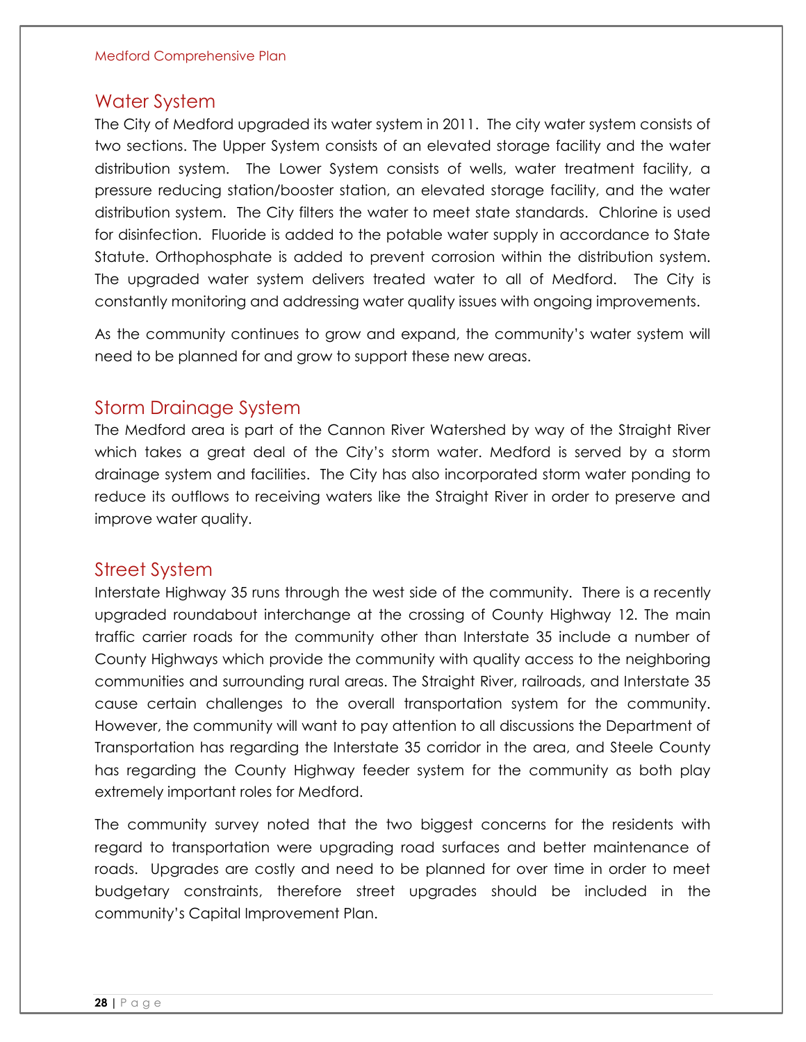## Water System

The City of Medford upgraded its water system in 2011. The city water system consists of two sections. The Upper System consists of an elevated storage facility and the water distribution system. The Lower System consists of wells, water treatment facility, a pressure reducing station/booster station, an elevated storage facility, and the water distribution system. The City filters the water to meet state standards. Chlorine is used for disinfection. Fluoride is added to the potable water supply in accordance to State Statute. Orthophosphate is added to prevent corrosion within the distribution system. The upgraded water system delivers treated water to all of Medford. The City is constantly monitoring and addressing water quality issues with ongoing improvements.

As the community continues to grow and expand, the community's water system will need to be planned for and grow to support these new areas.

## Storm Drainage System

The Medford area is part of the Cannon River Watershed by way of the Straight River which takes a great deal of the City's storm water. Medford is served by a storm drainage system and facilities. The City has also incorporated storm water ponding to reduce its outflows to receiving waters like the Straight River in order to preserve and improve water quality.

## Street System

Interstate Highway 35 runs through the west side of the community. There is a recently upgraded roundabout interchange at the crossing of County Highway 12. The main traffic carrier roads for the community other than Interstate 35 include a number of County Highways which provide the community with quality access to the neighboring communities and surrounding rural areas. The Straight River, railroads, and Interstate 35 cause certain challenges to the overall transportation system for the community. However, the community will want to pay attention to all discussions the Department of Transportation has regarding the Interstate 35 corridor in the area, and Steele County has regarding the County Highway feeder system for the community as both play extremely important roles for Medford.

The community survey noted that the two biggest concerns for the residents with regard to transportation were upgrading road surfaces and better maintenance of roads. Upgrades are costly and need to be planned for over time in order to meet budgetary constraints, therefore street upgrades should be included in the community's Capital Improvement Plan.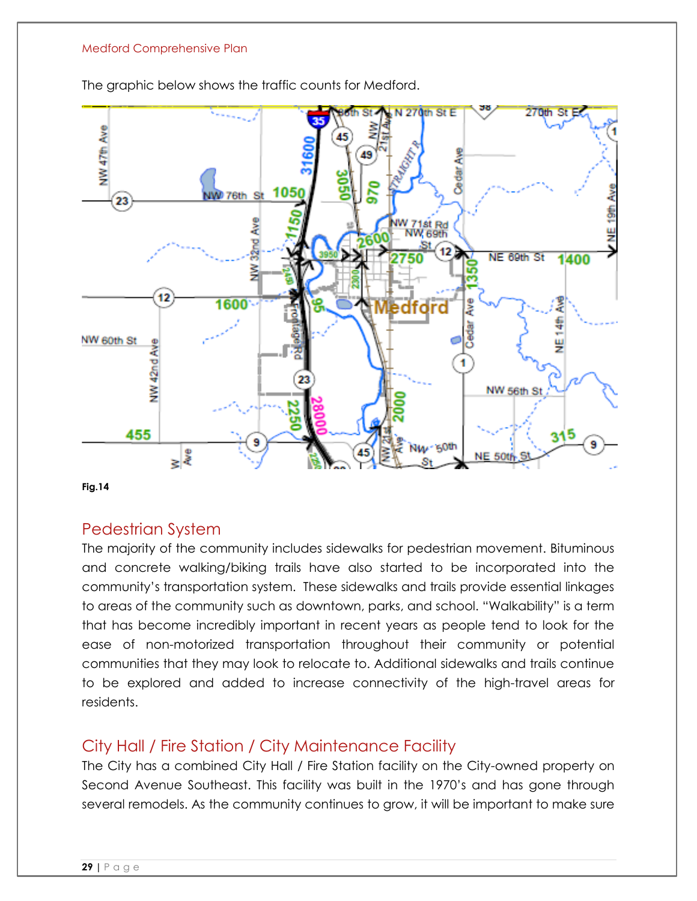The graphic below shows the traffic counts for Medford.

Fig.14

## Pedestrian System

The majority of the community includes sidewalks for pedestrian movement. Bituminous and concrete walking/biking trails have also started to be incorporated into the community's transportation system. These sidewalks and trails provide essential linkages to areas of the community such as downtown, parks, and school. "Walkability" is a term that has become incredibly important in recent years as people tend to look for the ease of non-motorized transportation throughout their community or potential communities that they may look to relocate to. Additional sidewalks and trails continue to be explored and added to increase connectivity of the high-travel areas for residents.

## City Hall / Fire Station / City Maintenance Facility

The City has a combined City Hall / Fire Station facility on the City-owned property on Second Avenue Southeast. This facility was built in the 1970's and has gone through several remodels. As the community continues to grow, it will be important to make sure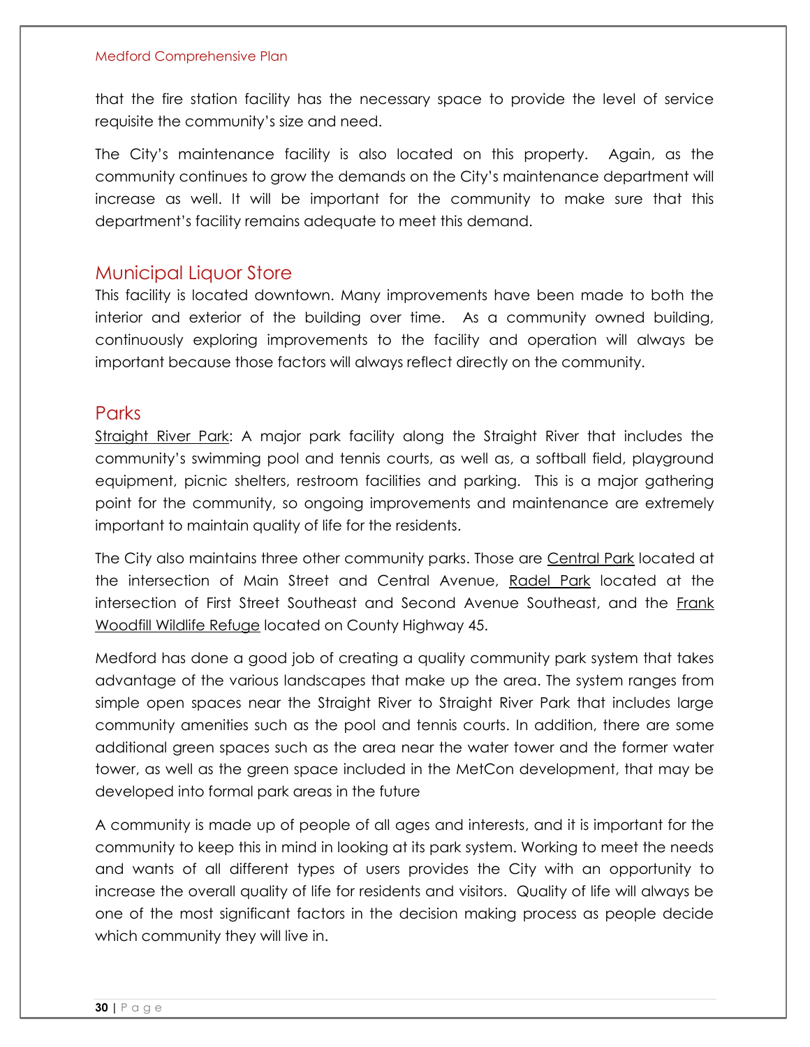that the fire station facility has the necessary space to provide the level of service requisite the community's size and need.

The City's maintenance facility is also located on this property. Again, as the community continues to grow the demands on the City's maintenance department will increase as well. It will be important for the community to make sure that this department's facility remains adequate to meet this demand.

## Municipal Liquor Store

This facility is located downtown. Many improvements have been made to both the interior and exterior of the building over time. As a community owned building, continuously exploring improvements to the facility and operation will always be important because those factors will always reflect directly on the community.

## Parks

Straight River Park: A major park facility along the Straight River that includes the community's swimming pool and tennis courts, as well as, a softball field, playground equipment, picnic shelters, restroom facilities and parking. This is a major gathering point for the community, so ongoing improvements and maintenance are extremely important to maintain quality of life for the residents.

The City also maintains three other community parks. Those are Central Park located at the intersection of Main Street and Central Avenue, Radel Park located at the intersection of First Street Southeast and Second Avenue Southeast, and the Frank Woodfill Wildlife Refuge located on County Highway 45.

Medford has done a good job of creating a quality community park system that takes advantage of the various landscapes that make up the area. The system ranges from simple open spaces near the Straight River to Straight River Park that includes large community amenities such as the pool and tennis courts. In addition, there are some additional green spaces such as the area near the water tower and the former water tower, as well as the green space included in the MetCon development, that may be developed into formal park areas in the future

A community is made up of people of all ages and interests, and it is important for the community to keep this in mind in looking at its park system. Working to meet the needs and wants of all different types of users provides the City with an opportunity to increase the overall quality of life for residents and visitors. Quality of life will always be one of the most significant factors in the decision making process as people decide which community they will live in.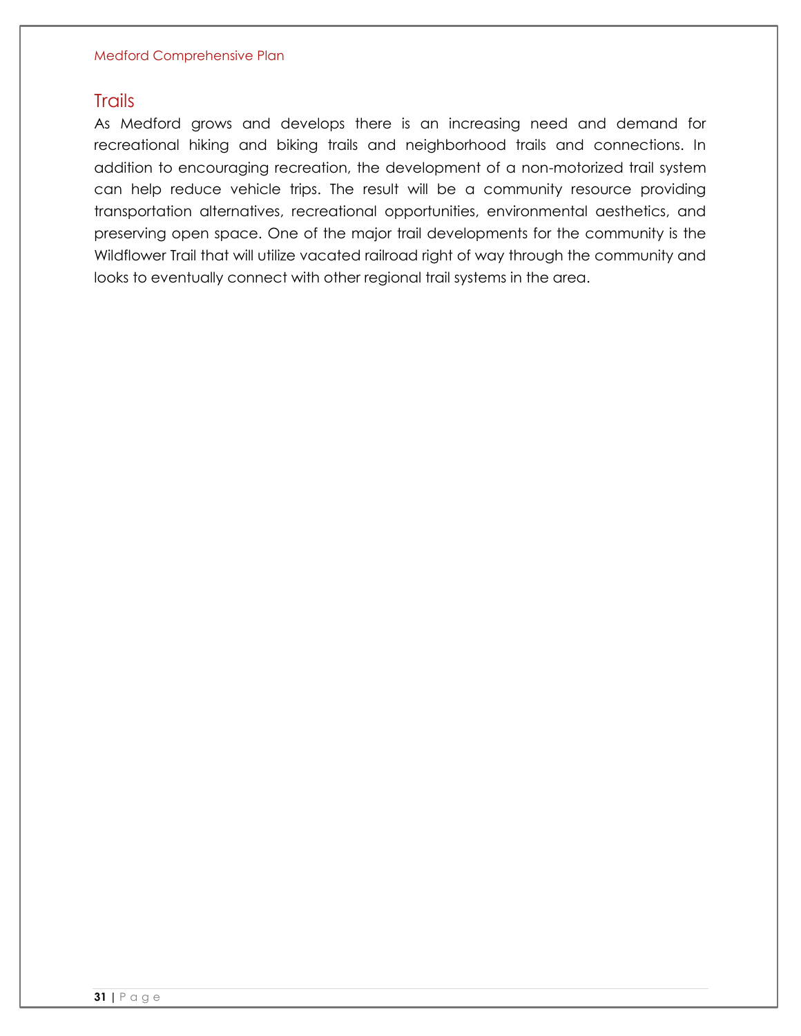## Trails

As Medford grows and develops there is an increasing need and demand for recreational hiking and biking trails and neighborhood trails and connections. In addition to encouraging recreation, the development of a non-motorized trail system can help reduce vehicle trips. The result will be a community resource providing transportation alternatives, recreational opportunities, environmental aesthetics, and preserving open space. One of the major trail developments for the community is the Wildflower Trail that will utilize vacated railroad right of way through the community and looks to eventually connect with other regional trail systems in the area.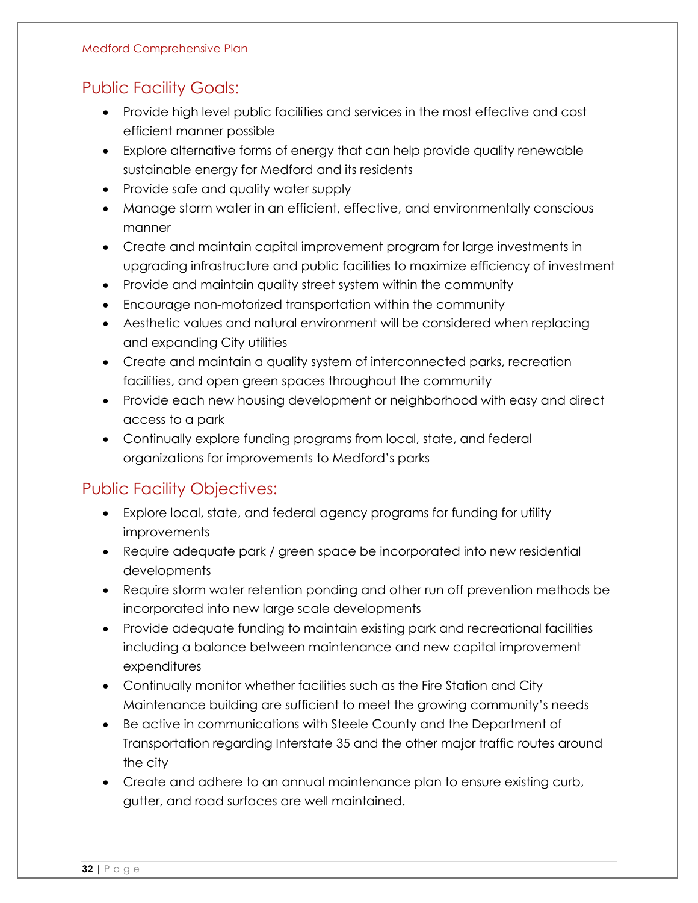## Public Facility Goals:

- Provide high level public facilities and services in the most effective and cost efficient manner possible
- Explore alternative forms of energy that can help provide quality renewable sustainable energy for Medford and its residents
- Provide safe and quality water supply
- Manage storm water in an efficient, effective, and environmentally conscious manner
- Create and maintain capital improvement program for large investments in upgrading infrastructure and public facilities to maximize efficiency of investment
- Provide and maintain quality street system within the community
- Encourage non-motorized transportation within the community
- Aesthetic values and natural environment will be considered when replacing and expanding City utilities
- Create and maintain a quality system of interconnected parks, recreation facilities, and open green spaces throughout the community
- Provide each new housing development or neighborhood with easy and direct access to a park
- Continually explore funding programs from local, state, and federal organizations for improvements to Medford's parks

## Public Facility Objectives:

- Explore local, state, and federal agency programs for funding for utility improvements
- Require adequate park / green space be incorporated into new residential developments
- Require storm water retention ponding and other run off prevention methods be incorporated into new large scale developments
- Provide adequate funding to maintain existing park and recreational facilities including a balance between maintenance and new capital improvement expenditures
- Continually monitor whether facilities such as the Fire Station and City Maintenance building are sufficient to meet the growing community's needs
- Be active in communications with Steele County and the Department of Transportation regarding Interstate 35 and the other major traffic routes around the city
- Create and adhere to an annual maintenance plan to ensure existing curb, gutter, and road surfaces are well maintained.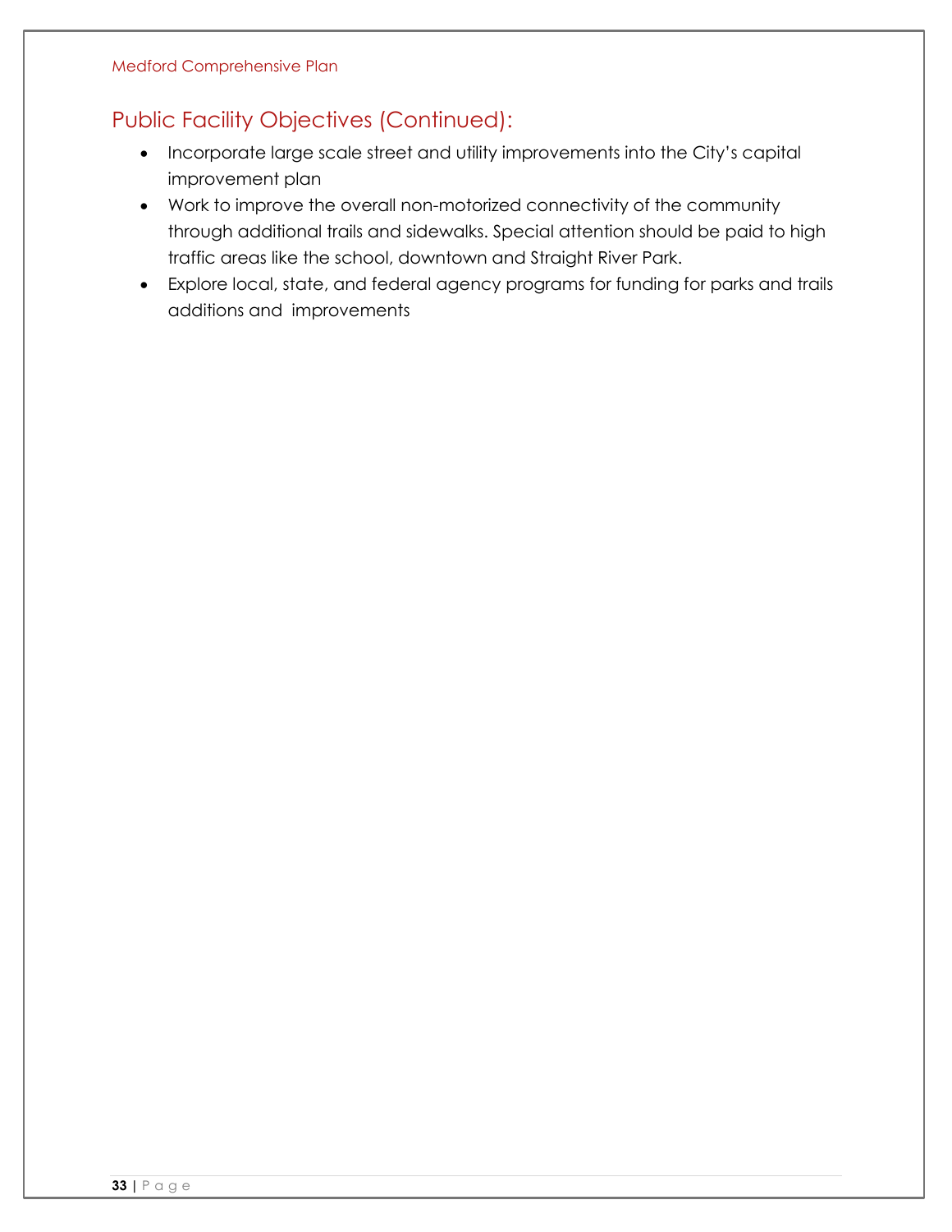## Public Facility Objectives (Continued):

- Incorporate large scale street and utility improvements into the City's capital improvement plan
- Work to improve the overall non-motorized connectivity of the community through additional trails and sidewalks. Special attention should be paid to high traffic areas like the school, downtown and Straight River Park.
- Explore local, state, and federal agency programs for funding for parks and trails additions and improvements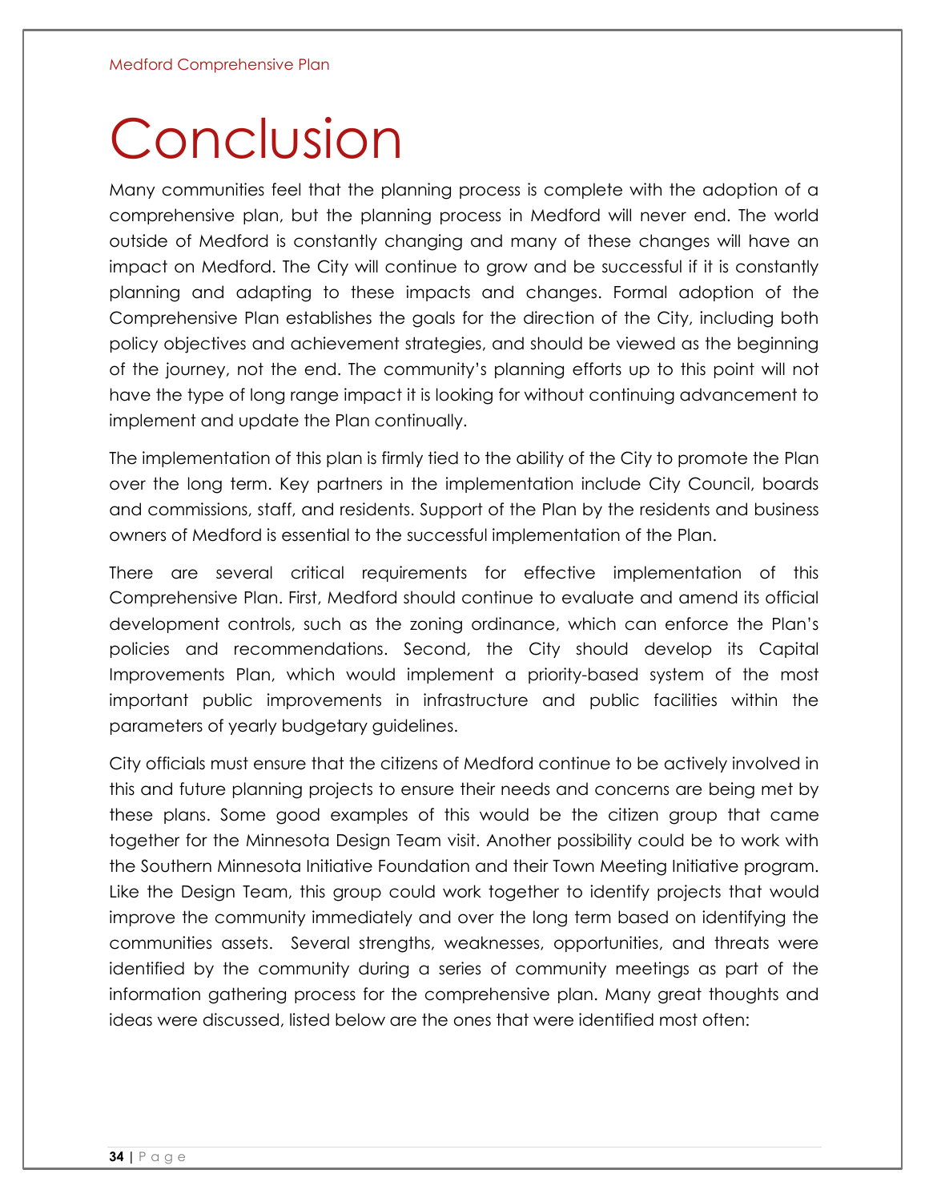# Conclusion

Many communities feel that the planning process is complete with the adoption of a comprehensive plan, but the planning process in Medford will never end. The world outside of Medford is constantly changing and many of these changes will have an impact on Medford. The City will continue to grow and be successful if it is constantly planning and adapting to these impacts and changes. Formal adoption of the Comprehensive Plan establishes the goals for the direction of the City, including both policy objectives and achievement strategies, and should be viewed as the beginning of the journey, not the end. The community's planning efforts up to this point will not have the type of long range impact it is looking for without continuing advancement to implement and update the Plan continually.

The implementation of this plan is firmly tied to the ability of the City to promote the Plan over the long term. Key partners in the implementation include City Council, boards and commissions, staff, and residents. Support of the Plan by the residents and business owners of Medford is essential to the successful implementation of the Plan.

There are several critical requirements for effective implementation of this Comprehensive Plan. First, Medford should continue to evaluate and amend its official development controls, such as the zoning ordinance, which can enforce the Plan's policies and recommendations. Second, the City should develop its Capital Improvements Plan, which would implement a priority-based system of the most important public improvements in infrastructure and public facilities within the parameters of yearly budgetary guidelines.

City officials must ensure that the citizens of Medford continue to be actively involved in this and future planning projects to ensure their needs and concerns are being met by these plans. Some good examples of this would be the citizen group that came together for the Minnesota Design Team visit. Another possibility could be to work with the Southern Minnesota Initiative Foundation and their Town Meeting Initiative program. Like the Design Team, this group could work together to identify projects that would improve the community immediately and over the long term based on identifying the communities assets. Several strengths, weaknesses, opportunities, and threats were identified by the community during a series of community meetings as part of the information gathering process for the comprehensive plan. Many great thoughts and ideas were discussed, listed below are the ones that were identified most often: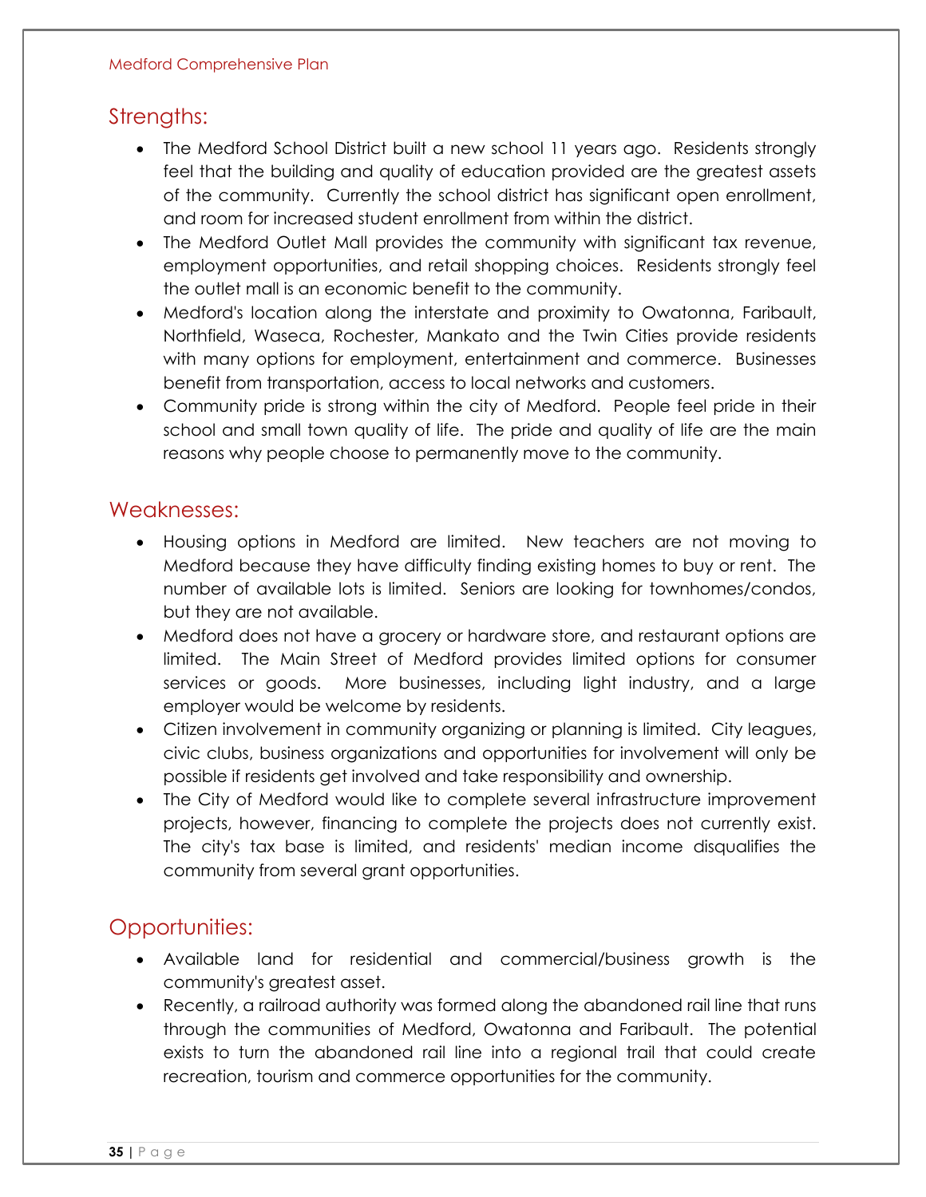## Strengths:

- The Medford School District built a new school 11 years ago. Residents strongly feel that the building and quality of education provided are the greatest assets of the community. Currently the school district has significant open enrollment, and room for increased student enrollment from within the district.
- The Medford Outlet Mall provides the community with significant tax revenue, employment opportunities, and retail shopping choices. Residents strongly feel the outlet mall is an economic benefit to the community.
- Medford's location along the interstate and proximity to Owatonna, Faribault, Northfield, Waseca, Rochester, Mankato and the Twin Cities provide residents with many options for employment, entertainment and commerce. Businesses benefit from transportation, access to local networks and customers.
- Community pride is strong within the city of Medford. People feel pride in their school and small town quality of life. The pride and quality of life are the main reasons why people choose to permanently move to the community.

## Weaknesses:

- Housing options in Medford are limited. New teachers are not moving to Medford because they have difficulty finding existing homes to buy or rent. The number of available lots is limited. Seniors are looking for townhomes/condos, but they are not available.
- Medford does not have a grocery or hardware store, and restaurant options are limited. The Main Street of Medford provides limited options for consumer services or goods. More businesses, including light industry, and a large employer would be welcome by residents.
- Citizen involvement in community organizing or planning is limited. City leagues, civic clubs, business organizations and opportunities for involvement will only be possible if residents get involved and take responsibility and ownership.
- The City of Medford would like to complete several infrastructure improvement projects, however, financing to complete the projects does not currently exist. The city's tax base is limited, and residents' median income disqualifies the community from several grant opportunities.

## Opportunities:

- Available land for residential and commercial/business growth is the community's greatest asset.
- Recently, a railroad authority was formed along the abandoned rail line that runs through the communities of Medford, Owatonna and Faribault. The potential exists to turn the abandoned rail line into a regional trail that could create recreation, tourism and commerce opportunities for the community.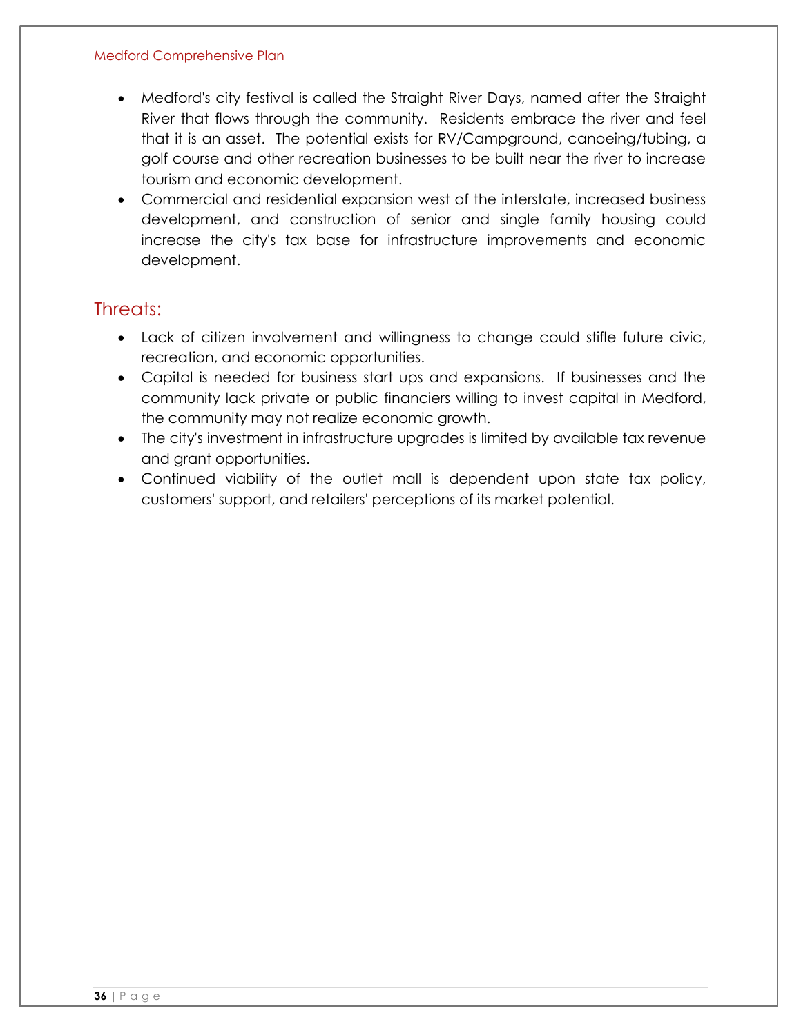- Medford's city festival is called the Straight River Days, named after the Straight River that flows through the community. Residents embrace the river and feel that it is an asset. The potential exists for RV/Campground, canoeing/tubing, a golf course and other recreation businesses to be built near the river to increase tourism and economic development.
- Commercial and residential expansion west of the interstate, increased business development, and construction of senior and single family housing could increase the city's tax base for infrastructure improvements and economic development.

## Threats:

- Lack of citizen involvement and willingness to change could stifle future civic, recreation, and economic opportunities.
- Capital is needed for business start ups and expansions. If businesses and the community lack private or public financiers willing to invest capital in Medford, the community may not realize economic growth.
- The city's investment in infrastructure upgrades is limited by available tax revenue and grant opportunities.
- Continued viability of the outlet mall is dependent upon state tax policy, customers' support, and retailers' perceptions of its market potential.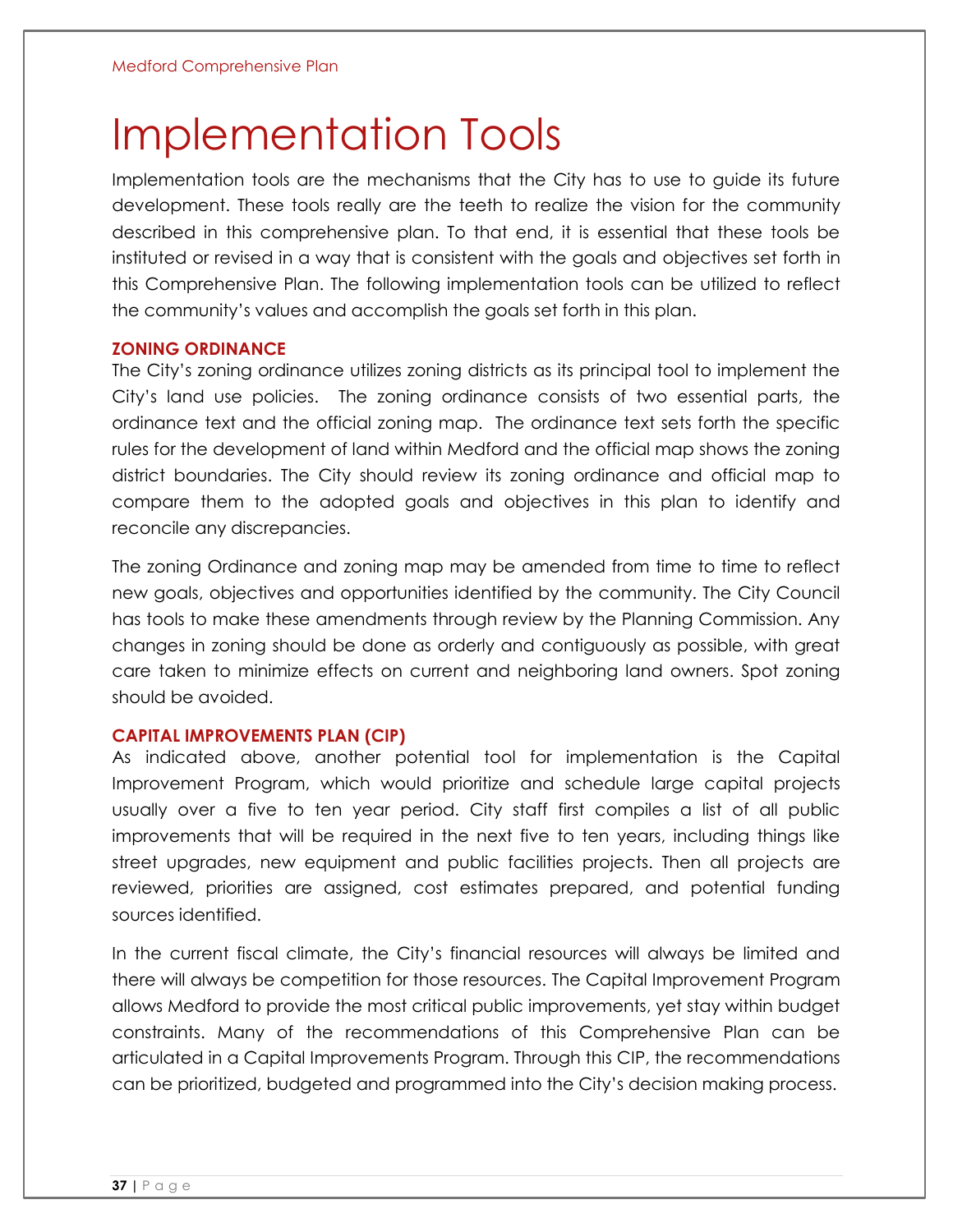# Implementation Tools

Implementation tools are the mechanisms that the City has to use to guide its future development. These tools really are the teeth to realize the vision for the community described in this comprehensive plan. To that end, it is essential that these tools be instituted or revised in a way that is consistent with the goals and objectives set forth in this Comprehensive Plan. The following implementation tools can be utilized to reflect the community's values and accomplish the goals set forth in this plan.

### ZONING ORDINANCE

The City's zoning ordinance utilizes zoning districts as its principal tool to implement the City's land use policies. The zoning ordinance consists of two essential parts, the ordinance text and the official zoning map. The ordinance text sets forth the specific rules for the development of land within Medford and the official map shows the zoning district boundaries. The City should review its zoning ordinance and official map to compare them to the adopted goals and objectives in this plan to identify and reconcile any discrepancies.

The zoning Ordinance and zoning map may be amended from time to time to reflect new goals, objectives and opportunities identified by the community. The City Council has tools to make these amendments through review by the Planning Commission. Any changes in zoning should be done as orderly and contiguously as possible, with great care taken to minimize effects on current and neighboring land owners. Spot zoning should be avoided.

### CAPITAL IMPROVEMENTS PLAN (CIP)

As indicated above, another potential tool for implementation is the Capital Improvement Program, which would prioritize and schedule large capital projects usually over a five to ten year period. City staff first compiles a list of all public improvements that will be required in the next five to ten years, including things like street upgrades, new equipment and public facilities projects. Then all projects are reviewed, priorities are assigned, cost estimates prepared, and potential funding sources identified.

In the current fiscal climate, the City's financial resources will always be limited and there will always be competition for those resources. The Capital Improvement Program allows Medford to provide the most critical public improvements, yet stay within budget constraints. Many of the recommendations of this Comprehensive Plan can be articulated in a Capital Improvements Program. Through this CIP, the recommendations can be prioritized, budgeted and programmed into the City's decision making process.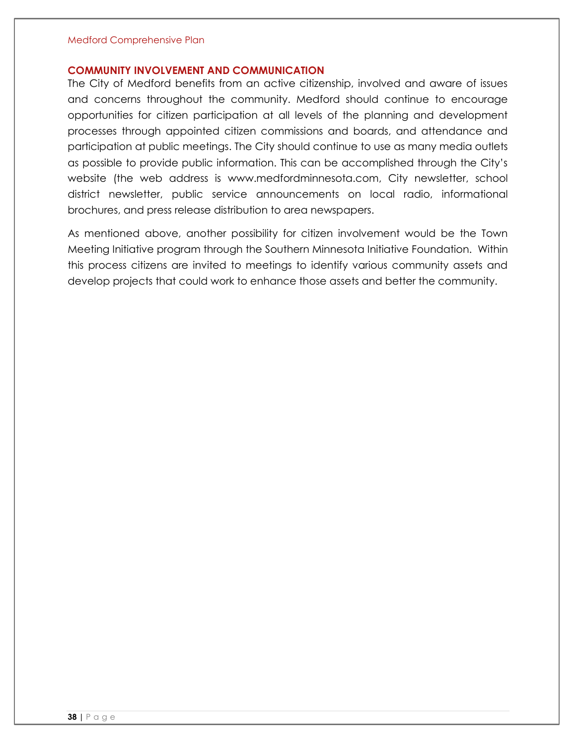## COMMUNITY INVOLVEMENT AND COMMUNICATION

The City of Medford benefits from an active citizenship, involved and aware of issues and concerns throughout the community. Medford should continue to encourage opportunities for citizen participation at all levels of the planning and development processes through appointed citizen commissions and boards, and attendance and participation at public meetings. The City should continue to use as many media outlets as possible to provide public information. This can be accomplished through the City's website (the web address is www.medfordminnesota.com, City newsletter, school district newsletter, public service announcements on local radio, informational brochures, and press release distribution to area newspapers.

As mentioned above, another possibility for citizen involvement would be the Town Meeting Initiative program through the Southern Minnesota Initiative Foundation. Within this process citizens are invited to meetings to identify various community assets and develop projects that could work to enhance those assets and better the community.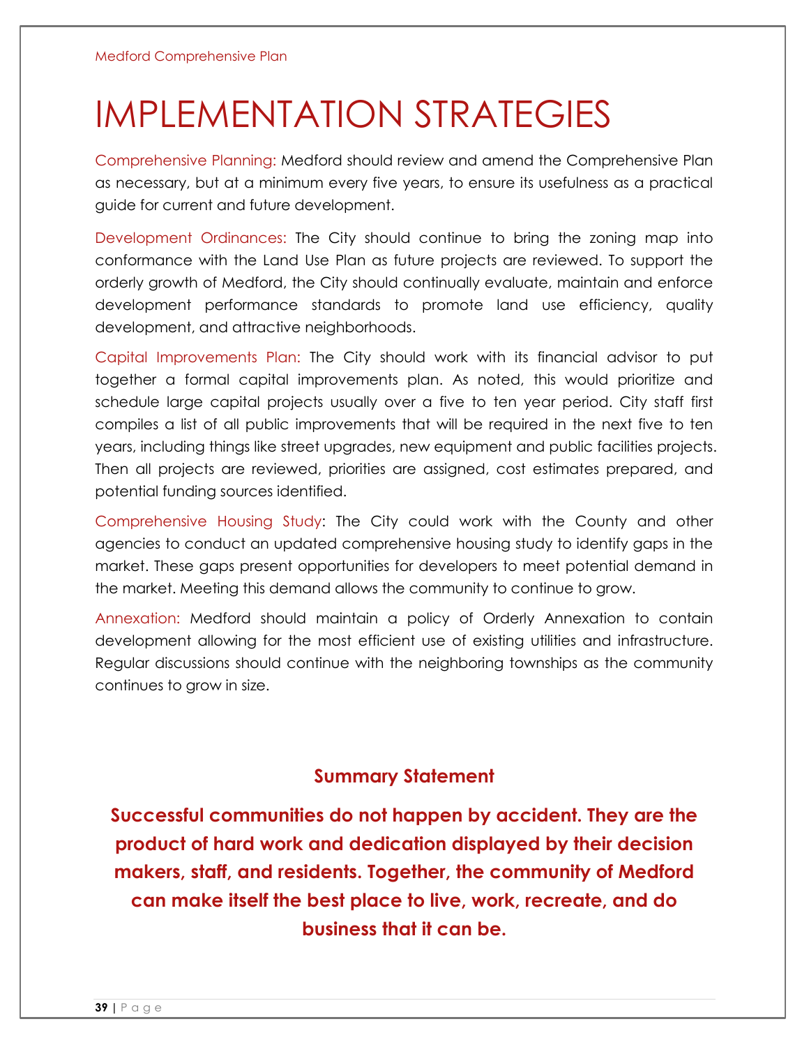# IMPLEMENTATION STRATEGIES

Comprehensive Planning: Medford should review and amend the Comprehensive Plan as necessary, but at a minimum every five years, to ensure its usefulness as a practical guide for current and future development.

Development Ordinances: The City should continue to bring the zoning map into conformance with the Land Use Plan as future projects are reviewed. To support the orderly growth of Medford, the City should continually evaluate, maintain and enforce development performance standards to promote land use efficiency, quality development, and attractive neighborhoods.

Capital Improvements Plan: The City should work with its financial advisor to put together a formal capital improvements plan. As noted, this would prioritize and schedule large capital projects usually over a five to ten year period. City staff first compiles a list of all public improvements that will be required in the next five to ten years, including things like street upgrades, new equipment and public facilities projects. Then all projects are reviewed, priorities are assigned, cost estimates prepared, and potential funding sources identified.

Comprehensive Housing Study: The City could work with the County and other agencies to conduct an updated comprehensive housing study to identify gaps in the market. These gaps present opportunities for developers to meet potential demand in the market. Meeting this demand allows the community to continue to grow.

Annexation: Medford should maintain a policy of Orderly Annexation to contain development allowing for the most efficient use of existing utilities and infrastructure. Regular discussions should continue with the neighboring townships as the community continues to grow in size.

**Summary Statement**

**Successful communities do not happen by accident. They are the product of hard work and dedication displayed by their decision makers, staff, and residents. Together, the community of Medford can make itself the best place to live, work, recreate, and do business that it can be.**